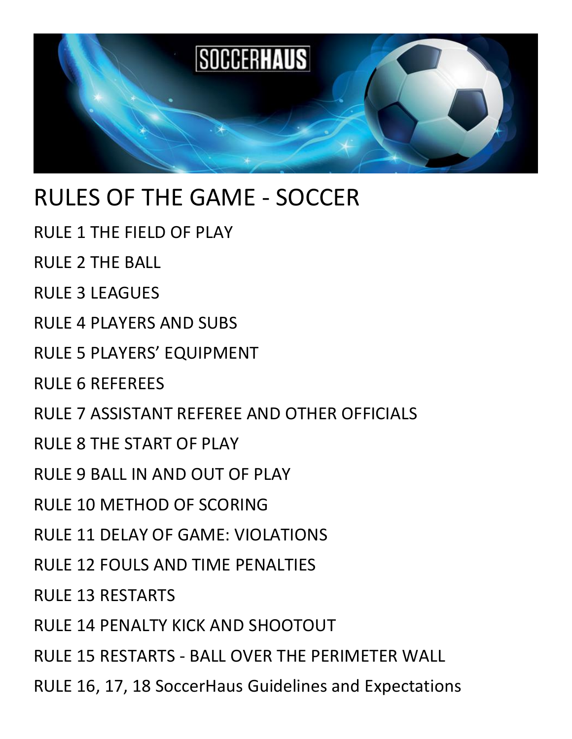# RULES OF THE GAME - SOCCER

RULE 1 THE FIELD OF PLAY

RULE 2 THE BALL

RULE 3 LEAGUES

RULE 4 PLAYERS AND SUBS

RULE 5 PLAYERS' EQUIPMENT

RULE 6 REFEREES

RULE 7 ASSISTANT REFEREE AND OTHER OFFICIALS

RULE 8 THE START OF PLAY

RULE 9 BALL IN AND OUT OF PLAY

RULE 10 METHOD OF SCORING

RULE 11 DELAY OF GAME: VIOLATIONS

RULE 12 FOULS AND TIME PENALTIES

RULE 13 RESTARTS

RULE 14 PENALTY KICK AND SHOOTOUT

RULE 15 RESTARTS - BALL OVER THE PERIMETER WALL

RULE 16, 17, 18 SoccerHaus Guidelines and Expectations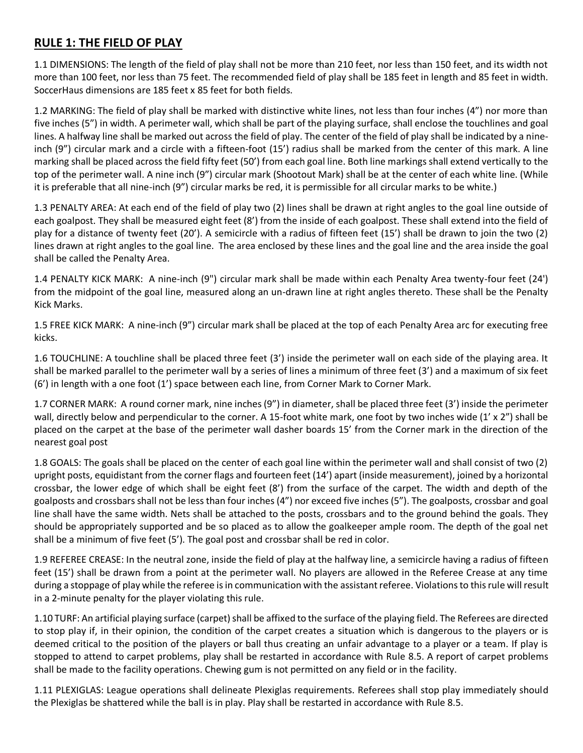## RULE 1: THE FIELD OF PLAY

1.1 DIMENSIONS: The length of the field of play shall not be more than 210 feet, nor less than 150 feet, and its width not more than 100 feet, nor less than 75 feet. The recommended field of play shall be 185 feet in length and 85 feet in width. SoccerHaus dimensions are 185 feet x 85 feet for both fields.

1.2 MARKING: The field of play shall be marked with distinctive white lines, not less than four inches (4") nor more than five inches (5") in width. A perimeter wall, which shall be part of the playing surface, shall enclose the touchlines and goal lines. A halfway line shall be marked out across the field of play. The center of the field of play shall be indicated by a nine-inch (9") circular mark and a circle with a fifteen-foot (15') radius shall be marked from the center of this mark. A line marking shall be placed across the field fifty feet (50') from each goal line. Both line markings shall extend vertically to the top of the perimeter wall. A nine inch (9") circular mark (Shootout Mark) shall be at the center of each white line. (While it is preferable that all nine-inch (9") circular marks be red, it is permissible for all circular marks to be white.)

1.3 PENALTY AREA: At each end of the field of play two (2) lines shall be drawn at right angles to the goal line outside of each goalpost. They shall be measured eight feet (8') from the inside of each goalpost. These shall extend into the field of play for a distance of twenty feet (20'). A semicircle with a radius of fifteen feet (15') shall be drawn to join the two (2) lines drawn at right angles to the goal line. The area enclosed by these lines and the goal line and the area inside the goal shall be called the Penalty Area.

1.4 PENALTY KICK MARK: A nine-inch (9") circular mark shall be made within each Penalty Area twenty-four feet (24') from the midpoint of the goal line, measured along an un-drawn line at right angles thereto. These shall be the Penalty Kick Marks.

1.5 FREE KICK MARK: A nine-inch (9") circular mark shall be placed at the top of each Penalty Area arc for executing free kicks.

1.6 TOUCHLINE: A touchline shall be placed three feet (3') inside the perimeter wall on each side of the playing area. It shall be marked parallel to the perimeter wall by a series of lines a minimum of three feet (3') and a maximum of six feet (6') in length with a one foot (1') space between each line, from Corner Mark to Corner Mark.

1.7 CORNER MARK: A round corner mark, nine inches (9") in diameter, shall be placed three feet (3') inside the perimeter wall, directly below and perpendicular to the corner. A 15-foot white mark, one foot by two inches wide (1' x 2") shall be placed on the carpet at the base of the perimeter wall dasher boards 15' from the Corner mark in the direction of the nearest goal post

1.8 GOALS: The goals shall be placed on the center of each goal line within the perimeter wall and shall consist of two (2) upright posts, equidistant from the corner flags and fourteen feet (14') apart (inside measurement), joined by a horizontal crossbar, the lower edge of which shall be eight feet (8') from the surface of the carpet. The width and depth of the goalposts and crossbars shall not be less than four inches (4") nor exceed five inches (5"). The goalposts, crossbar and goal line shall have the same width. Nets shall be attached to the posts, crossbars and to the ground behind the goals. They should be appropriately supported and be so placed as to allow the goalkeeper ample room. The depth of the goal net shall be a minimum of five feet (5'). The goal post and crossbar shall be red in color.

1.9 REFEREE CREASE: In the neutral zone, inside the field of play at the halfway line, a semicircle having a radius of fifteen feet (15') shall be drawn from a point at the perimeter wall. No players are allowed in the Referee Crease at any time during a stoppage of play while the referee is in communication with the assistant referee. Violations to this rule will result in a 2-minute penalty for the player violating this rule.

1.10 TURF: An artificial playing surface (carpet) shall be affixed to the surface of the playing field. The Referees are directed to stop play if, in their opinion, the condition of the carpet creates a situation which is dangerous to the players or is deemed critical to the position of the players or ball thus creating an unfair advantage to a player or a team. If play is stopped to attend to carpet problems, play shall be restarted in accordance with Rule 8.5. A report of carpet problems shall be made to the facility operations. Chewing gum is not permitted on any field or in the facility.

1.11 PLEXIGLAS: League operations shall delineate Plexiglas requirements. Referees shall stop play immediately should the Plexiglas be shattered while the ball is in play. Play shall be restarted in accordance with Rule 8.5.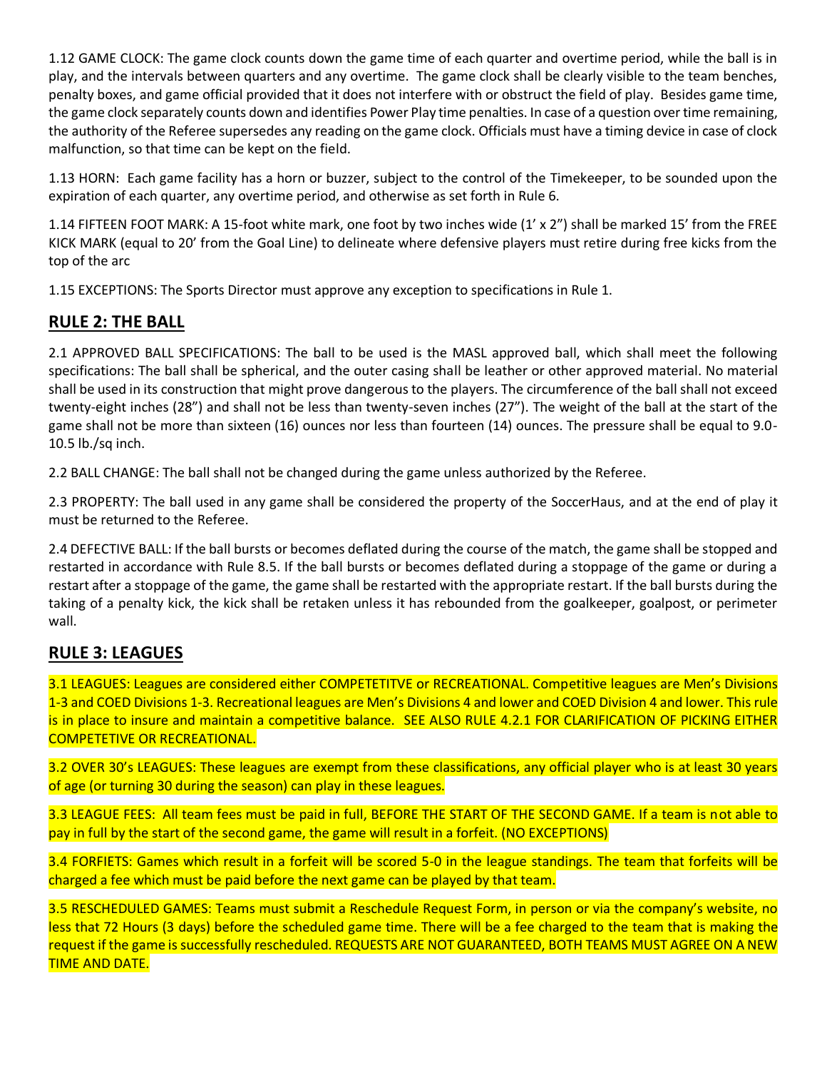1.12 GAME CLOCK: The game clock counts down the game time of each quarter and overtime period, while the ball is in play, and the intervals between quarters and any overtime. The game clock shall be clearly visible to the team benches, penalty boxes, and game official provided that it does not interfere with or obstruct the field of play. Besides game time, the game clock separately counts down and identifies Power Play time penalties. In case of a question over time remaining, the authority of the Referee supersedes any reading on the game clock. Officials must have a timing device in case of clock malfunction, so that time can be kept on the field.

1.13 HORN: Each game facility has a horn or buzzer, subject to the control of the Timekeeper, to be sounded upon the expiration of each quarter, any overtime period, and otherwise as set forth in Rule 6.

1.14 FIFTEEN FOOT MARK: A 15-foot white mark, one foot by two inches wide (1' x 2") shall be marked 15' from the FREE KICK MARK (equal to 20' from the Goal Line) to delineate where defensive players must retire during free kicks from the top of the arc

1.15 EXCEPTIONS: The Sports Director must approve any exception to specifications in Rule 1.

## RULE 2: THE BALL

2.1 APPROVED BALL SPECIFICATIONS: The ball to be used is the MASL approved ball, which shall meet the following specifications: The ball shall be spherical, and the outer casing shall be leather or other approved material. No material shall be used in its construction that might prove dangerous to the players. The circumference of the ball shall not exceed twenty-eight inches (28") and shall not be less than twenty-seven inches (27"). The weight of the ball at the start of the game shall not be more than sixteen (16) ounces nor less than fourteen (14) ounces. The pressure shall be equal to 9.0-10.5 lb./sq inch.

2.2 BALL CHANGE: The ball shall not be changed during the game unless authorized by the Referee.

2.3 PROPERTY: The ball used in any game shall be considered the property of the SoccerHaus, and at the end of play it must be returned to the Referee.

2.4 DEFECTIVE BALL: If the ball bursts or becomes deflated during the course of the match, the game shall be stopped and restarted in accordance with Rule 8.5. If the ball bursts or becomes deflated during a stoppage of the game or during a restart after a stoppage of the game, the game shall be restarted with the appropriate restart. If the ball bursts during the taking of a penalty kick, the kick shall be retaken unless it has rebounded from the goalkeeper, goalpost, or perimeter wall.

## RULE 3: LEAGUES

3.1 LEAGUES: Leagues are considered either COMPETETITVE or RECREATIONAL. Competitive leagues are Men's Divisions 1-3 and COED Divisions 1-3. Recreational leagues are Men's Divisions 4 and lower and COED Division 4 and lower. This rule is in place to insure and maintain a competitive balance. SEE ALSO RULE 4.2.1 FOR CLARIFICATION OF PICKING EITHER COMPETETIVE OR RECREATIONAL.

3.2 OVER 30's LEAGUES: These leagues are exempt from these classifications, any official player who is at least 30 years of age (or turning 30 during the season) can play in these leagues.

3.3 LEAGUE FEES: All team fees must be paid in full, BEFORE THE START OF THE SECOND GAME. If a team is not able to pay in full by the start of the second game, the game will result in a forfeit. (NO EXCEPTIONS)

3.4 FORFIETS: Games which result in a forfeit will be scored 5-0 in the league standings. The team that forfeits will be charged a fee which must be paid before the next game can be played by that team.

3.5 RESCHEDULED GAMES: Teams must submit a Reschedule Request Form, in person or via the company's website, no less that 72 Hours (3 days) before the scheduled game time. There will be a fee charged to the team that is making the request if the game is successfully rescheduled. REQUESTS ARE NOT GUARANTEED, BOTH TEAMS MUST AGREE ON A NEW TIME AND DATE.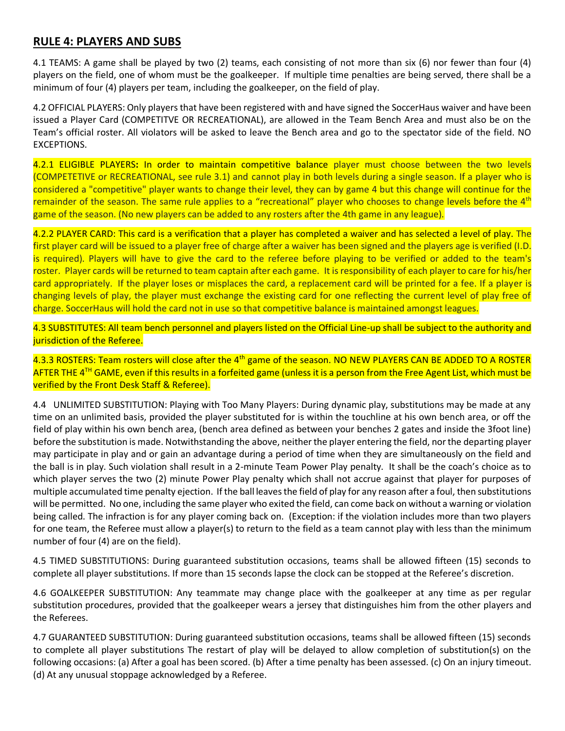## RULE 4: PLAYERS AND SUBS

4.1 TEAMS: A game shall be played by two (2) teams, each consisting of not more than six (6) nor fewer than four (4) players on the field, one of whom must be the goalkeeper. If multiple time penalties are being served, there shall be a minimum of four (4) players per team, including the goalkeeper, on the field of play.

4.2 OFFICIAL PLAYERS: Only players that have been registered with and have signed the SoccerHaus waiver and have been issued a Player Card (COMPETITVE OR RECREATIONAL), are allowed in the Team Bench Area and must also be on the Team's official roster. All violators will be asked to leave the Bench area and go to the spectator side of the field. NO EXCEPTIONS.

4.2.1 ELIGIBLE PLAYERS**:** In order to maintain competitive balance player must choose between the two levels (COMPETETIVE or RECREATIONAL, see rule 3.1) and cannot play in both levels during a single season. If a player who is considered a "competitive" player wants to change their level, they can by game 4 but this change will continue for the remainder of the season. The same rule applies to a "recreational" player who chooses to change levels before the 4th game of the season. (No new players can be added to any rosters after the 4th game in any league).

4.2.2 PLAYER CARD: This card is a verification that a player has completed a waiver and has selected a level of play. The first player card will be issued to a player free of charge after a waiver has been signed and the players age is verified (I.D. is required). Players will have to give the card to the referee before playing to be verified or added to the team's roster. Player cards will be returned to team captain after each game. It is responsibility of each player to care for his/her card appropriately. If the player loses or misplaces the card, a replacement card will be printed for a fee. If a player is changing levels of play, the player must exchange the existing card for one reflecting the current level of play free of charge. SoccerHaus will hold the card not in use so that competitive balance is maintained amongst leagues.

4.3 SUBSTITUTES: All team bench personnel and players listed on the Official Line-up shall be subject to the authority and jurisdiction of the Referee.

4.3.3 ROSTERS: Team rosters will close after the 4th game of the season. NO NEW PLAYERS CAN BE ADDED TO A ROSTER AFTER THE 4TH GAME, even if this results in a forfeited game (unless it is a person from the Free Agent List, which must be verified by the Front Desk Staff & Referee).

4.4 UNLIMITED SUBSTITUTION: Playing with Too Many Players: During dynamic play, substitutions may be made at any time on an unlimited basis, provided the player substituted for is within the touchline at his own bench area, or off the field of play within his own bench area, (bench area defined as between your benches 2 gates and inside the 3foot line) before the substitution is made. Notwithstanding the above, neither the player entering the field, nor the departing player may participate in play and or gain an advantage during a period of time when they are simultaneously on the field and the ball is in play. Such violation shall result in a 2-minute Team Power Play penalty. It shall be the coach's choice as to which player serves the two (2) minute Power Play penalty which shall not accrue against that player for purposes of multiple accumulated time penalty ejection. If the ball leaves the field of play for any reason after a foul, then substitutions will be permitted. No one, including the same player who exited the field, can come back on without a warning or violation being called. The infraction is for any player coming back on. (Exception: if the violation includes more than two players for one team, the Referee must allow a player(s) to return to the field as a team cannot play with less than the minimum number of four (4) are on the field).

4.5 TIMED SUBSTITUTIONS: During guaranteed substitution occasions, teams shall be allowed fifteen (15) seconds to complete all player substitutions. If more than 15 seconds lapse the clock can be stopped at the Referee's discretion.

4.6 GOALKEEPER SUBSTITUTION: Any teammate may change place with the goalkeeper at any time as per regular substitution procedures, provided that the goalkeeper wears a jersey that distinguishes him from the other players and the Referees.

4.7 GUARANTEED SUBSTITUTION: During guaranteed substitution occasions, teams shall be allowed fifteen (15) seconds to complete all player substitutions The restart of play will be delayed to allow completion of substitution(s) on the following occasions: (a) After a goal has been scored. (b) After a time penalty has been assessed. (c) On an injury timeout. (d) At any unusual stoppage acknowledged by a Referee.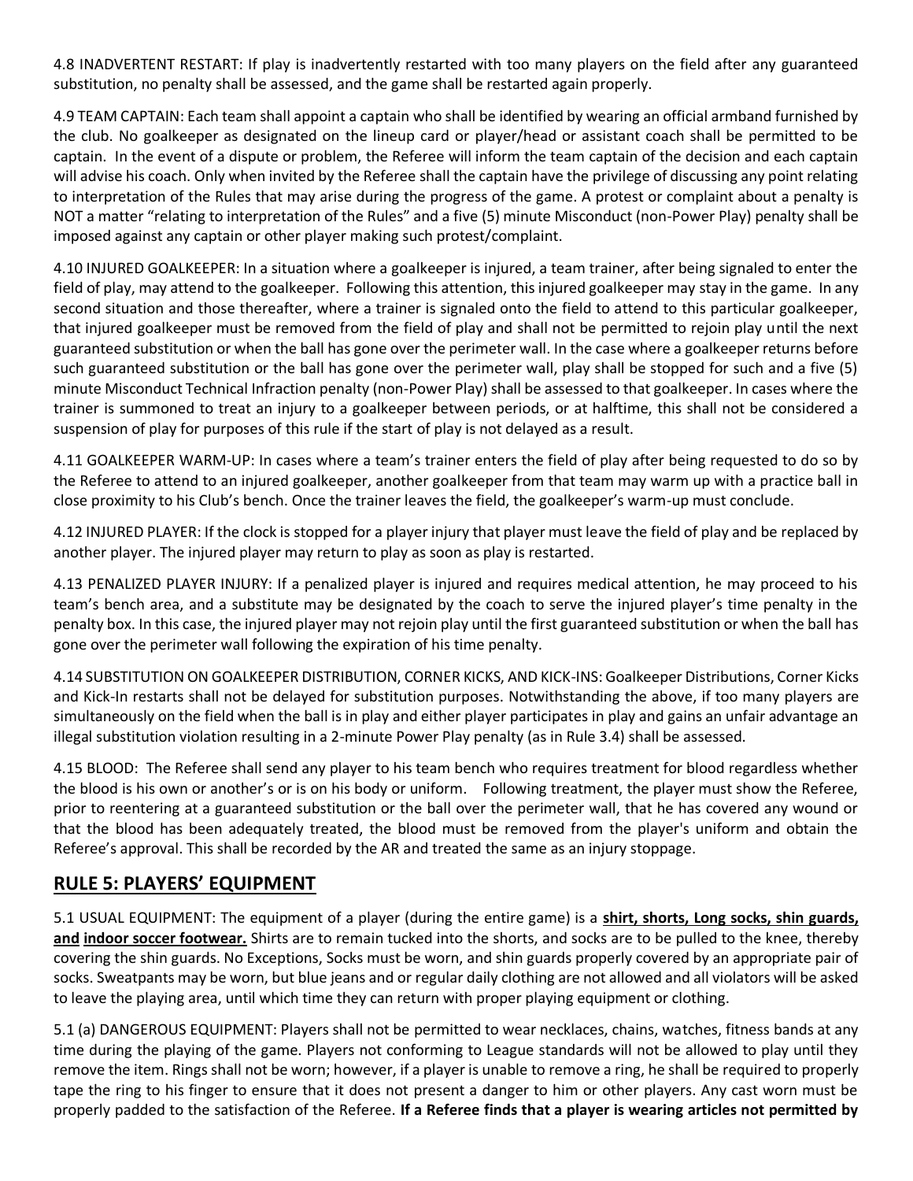4.8 INADVERTENT RESTART: If play is inadvertently restarted with too many players on the field after any guaranteed substitution, no penalty shall be assessed, and the game shall be restarted again properly.

4.9 TEAM CAPTAIN: Each team shall appoint a captain who shall be identified by wearing an official armband furnished by the club. No goalkeeper as designated on the lineup card or player/head or assistant coach shall be permitted to be captain. In the event of a dispute or problem, the Referee will inform the team captain of the decision and each captain will advise his coach. Only when invited by the Referee shall the captain have the privilege of discussing any point relating to interpretation of the Rules that may arise during the progress of the game. A protest or complaint about a penalty is NOT a matter "relating to interpretation of the Rules" and a five (5) minute Misconduct (non-Power Play) penalty shall be imposed against any captain or other player making such protest/complaint.

4.10 INJURED GOALKEEPER: In a situation where a goalkeeper is injured, a team trainer, after being signaled to enter the field of play, may attend to the goalkeeper. Following this attention, this injured goalkeeper may stay in the game. In any second situation and those thereafter, where a trainer is signaled onto the field to attend to this particular goalkeeper, that injured goalkeeper must be removed from the field of play and shall not be permitted to rejoin play until the next guaranteed substitution or when the ball has gone over the perimeter wall. In the case where a goalkeeper returns before such guaranteed substitution or the ball has gone over the perimeter wall, play shall be stopped for such and a five (5) minute Misconduct Technical Infraction penalty (non-Power Play) shall be assessed to that goalkeeper. In cases where the trainer is summoned to treat an injury to a goalkeeper between periods, or at halftime, this shall not be considered a suspension of play for purposes of this rule if the start of play is not delayed as a result.

4.11 GOALKEEPER WARM-UP: In cases where a team's trainer enters the field of play after being requested to do so by the Referee to attend to an injured goalkeeper, another goalkeeper from that team may warm up with a practice ball in close proximity to his Club's bench. Once the trainer leaves the field, the goalkeeper's warm-up must conclude.

4.12 INJURED PLAYER: If the clock is stopped for a player injury that player must leave the field of play and be replaced by another player. The injured player may return to play as soon as play is restarted.

4.13 PENALIZED PLAYER INJURY: If a penalized player is injured and requires medical attention, he may proceed to his team's bench area, and a substitute may be designated by the coach to serve the injured player's time penalty in the penalty box. In this case, the injured player may not rejoin play until the first guaranteed substitution or when the ball has gone over the perimeter wall following the expiration of his time penalty.

4.14 SUBSTITUTION ON GOALKEEPER DISTRIBUTION, CORNER KICKS, AND KICK-INS: Goalkeeper Distributions, Corner Kicks and Kick-In restarts shall not be delayed for substitution purposes. Notwithstanding the above, if too many players are simultaneously on the field when the ball is in play and either player participates in play and gains an unfair advantage an illegal substitution violation resulting in a 2-minute Power Play penalty (as in Rule 3.4) shall be assessed.

4.15 BLOOD: The Referee shall send any player to his team bench who requires treatment for blood regardless whether the blood is his own or another's or is on his body or uniform. Following treatment, the player must show the Referee, prior to reentering at a guaranteed substitution or the ball over the perimeter wall, that he has covered any wound or that the blood has been adequately treated, the blood must be removed from the player's uniform and obtain the Referee's approval. This shall be recorded by the AR and treated the same as an injury stoppage.

## RULE 5: PLAYERS' EQUIPMENT

5.1 USUAL EQUIPMENT: The equipment of a player (during the entire game) is a **shirt, shorts, Long socks, shin guards, and indoor soccer footwear.** Shirts are to remain tucked into the shorts, and socks are to be pulled to the knee, thereby covering the shin guards. No Exceptions, Socks must be worn, and shin guards properly covered by an appropriate pair of socks. Sweatpants may be worn, but blue jeans and or regular daily clothing are not allowed and all violators will be asked to leave the playing area, until which time they can return with proper playing equipment or clothing.

5.1 (a) DANGEROUS EQUIPMENT: Players shall not be permitted to wear necklaces, chains, watches, fitness bands at any time during the playing of the game. Players not conforming to League standards will not be allowed to play until they remove the item. Rings shall not be worn; however, if a player is unable to remove a ring, he shall be required to properly tape the ring to his finger to ensure that it does not present a danger to him or other players. Any cast worn must be properly padded to the satisfaction of the Referee. **If a Referee finds that a player is wearing articles not permitted by**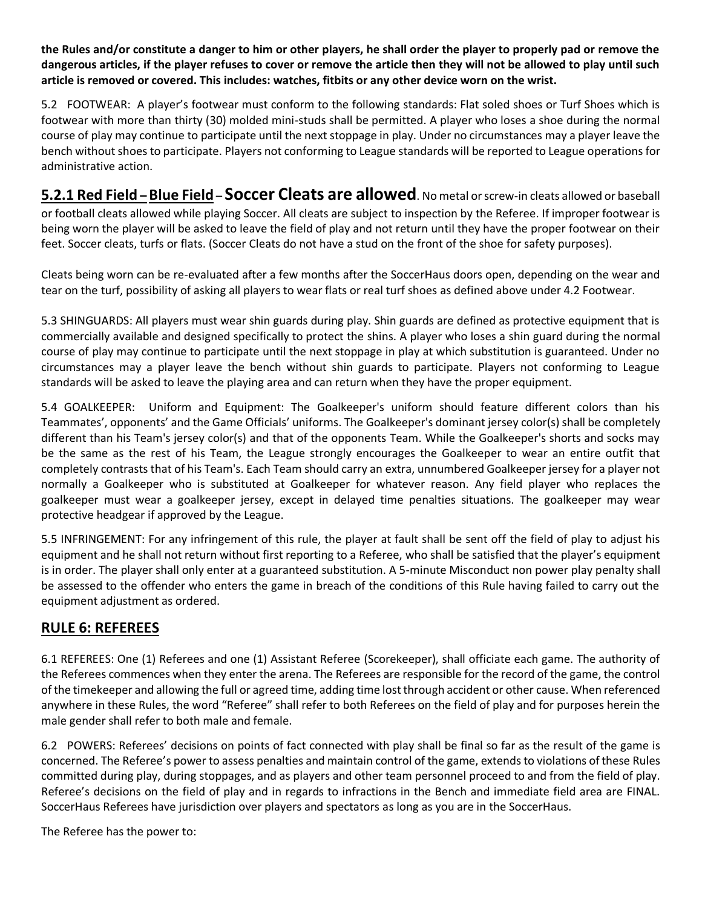**the Rules and/or constitute a danger to him or other players, he shall order the player to properly pad or remove the dangerous articles, if the player refuses to cover or remove the article then they will not be allowed to play until such article is removed or covered. This includes: watches, fitbits or any other device worn on the wrist.**

5.2 FOOTWEAR: A player's footwear must conform to the following standards: Flat soled shoes or Turf Shoes which is footwear with more than thirty (30) molded mini-studs shall be permitted. A player who loses a shoe during the normal course of play may continue to participate until the next stoppage in play. Under no circumstances may a player leave the bench without shoes to participate. Players not conforming to League standards will be reported to League operations for administrative action.

**5.2.1 Red Field – Blue Field – Soccer Cleats are allowed**. No metal or screw-in cleats allowed or baseball or football cleats allowed while playing Soccer. All cleats are subject to inspection by the Referee. If improper footwear is being worn the player will be asked to leave the field of play and not return until they have the proper footwear on their feet. Soccer cleats, turfs or flats. (Soccer Cleats do not have a stud on the front of the shoe for safety purposes).

Cleats being worn can be re-evaluated after a few months after the SoccerHaus doors open, depending on the wear and tear on the turf, possibility of asking all players to wear flats or real turf shoes as defined above under 4.2 Footwear.

5.3 SHINGUARDS: All players must wear shin guards during play. Shin guards are defined as protective equipment that is commercially available and designed specifically to protect the shins. A player who loses a shin guard during the normal course of play may continue to participate until the next stoppage in play at which substitution is guaranteed. Under no circumstances may a player leave the bench without shin guards to participate. Players not conforming to League standards will be asked to leave the playing area and can return when they have the proper equipment.

5.4 GOALKEEPER: Uniform and Equipment: The Goalkeeper's uniform should feature different colors than his Teammates', opponents' and the Game Officials' uniforms. The Goalkeeper's dominant jersey color(s) shall be completely different than his Team's jersey color(s) and that of the opponents Team. While the Goalkeeper's shorts and socks may be the same as the rest of his Team, the League strongly encourages the Goalkeeper to wear an entire outfit that completely contrasts that of his Team's. Each Team should carry an extra, unnumbered Goalkeeper jersey for a player not normally a Goalkeeper who is substituted at Goalkeeper for whatever reason. Any field player who replaces the goalkeeper must wear a goalkeeper jersey, except in delayed time penalties situations. The goalkeeper may wear protective headgear if approved by the League.

5.5 INFRINGEMENT: For any infringement of this rule, the player at fault shall be sent off the field of play to adjust his equipment and he shall not return without first reporting to a Referee, who shall be satisfied that the player's equipment is in order. The player shall only enter at a guaranteed substitution. A 5-minute Misconduct non power play penalty shall be assessed to the offender who enters the game in breach of the conditions of this Rule having failed to carry out the equipment adjustment as ordered.

## RULE 6: REFEREES

6.1 REFEREES: One (1) Referees and one (1) Assistant Referee (Scorekeeper), shall officiate each game. The authority of the Referees commences when they enter the arena. The Referees are responsible for the record of the game, the control of the timekeeper and allowing the full or agreed time, adding time lost through accident or other cause. When referenced anywhere in these Rules, the word "Referee" shall refer to both Referees on the field of play and for purposes herein the male gender shall refer to both male and female.

6.2 POWERS: Referees' decisions on points of fact connected with play shall be final so far as the result of the game is concerned. The Referee's power to assess penalties and maintain control of the game, extends to violations of these Rules committed during play, during stoppages, and as players and other team personnel proceed to and from the field of play. Referee's decisions on the field of play and in regards to infractions in the Bench and immediate field area are FINAL. SoccerHaus Referees have jurisdiction over players and spectators as long as you are in the SoccerHaus.

The Referee has the power to: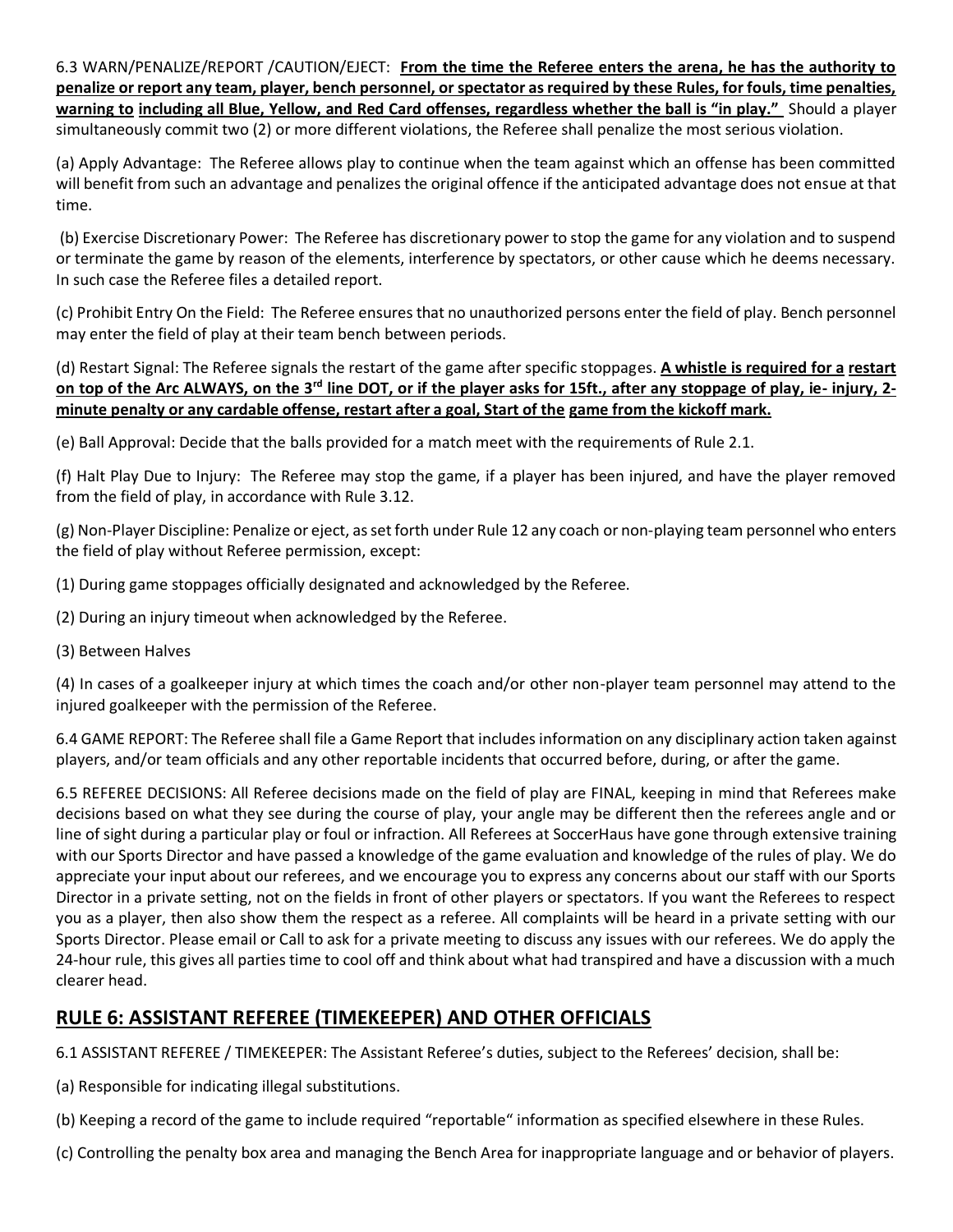6.3 WARN/PENALIZE/REPORT /CAUTION/EJECT: **From the time the Referee enters the arena, he has the authority to penalize or report any team, player, bench personnel, or spectator as required by these Rules, for fouls, time penalties, warning to including all Blue, Yellow, and Red Card offenses, regardless whether the ball is "in play."** Should a player simultaneously commit two (2) or more different violations, the Referee shall penalize the most serious violation.

(a) Apply Advantage: The Referee allows play to continue when the team against which an offense has been committed will benefit from such an advantage and penalizes the original offence if the anticipated advantage does not ensue at that time.

(b) Exercise Discretionary Power: The Referee has discretionary power to stop the game for any violation and to suspend or terminate the game by reason of the elements, interference by spectators, or other cause which he deems necessary. In such case the Referee files a detailed report.

(c) Prohibit Entry On the Field: The Referee ensures that no unauthorized persons enter the field of play. Bench personnel may enter the field of play at their team bench between periods.

(d) Restart Signal: The Referee signals the restart of the game after specific stoppages. **A whistle is required for a restart on top of the Arc ALWAYS, on the 3rd line DOT, or if the player asks for 15ft., after any stoppage of play, ie- injury, 2-minute penalty or any cardable offense, restart after a goal, Start of the game from the kickoff mark.**

(e) Ball Approval: Decide that the balls provided for a match meet with the requirements of Rule 2.1.

(f) Halt Play Due to Injury: The Referee may stop the game, if a player has been injured, and have the player removed from the field of play, in accordance with Rule 3.12.

(g) Non-Player Discipline: Penalize or eject, as set forth under Rule 12 any coach or non-playing team personnel who enters the field of play without Referee permission, except:

(1) During game stoppages officially designated and acknowledged by the Referee.

(2) During an injury timeout when acknowledged by the Referee.

(3) Between Halves

(4) In cases of a goalkeeper injury at which times the coach and/or other non-player team personnel may attend to the injured goalkeeper with the permission of the Referee.

6.4 GAME REPORT: The Referee shall file a Game Report that includes information on any disciplinary action taken against players, and/or team officials and any other reportable incidents that occurred before, during, or after the game.

6.5 REFEREE DECISIONS: All Referee decisions made on the field of play are FINAL, keeping in mind that Referees make decisions based on what they see during the course of play, your angle may be different then the referees angle and or line of sight during a particular play or foul or infraction. All Referees at SoccerHaus have gone through extensive training with our Sports Director and have passed a knowledge of the game evaluation and knowledge of the rules of play. We do appreciate your input about our referees, and we encourage you to express any concerns about our staff with our Sports Director in a private setting, not on the fields in front of other players or spectators. If you want the Referees to respect you as a player, then also show them the respect as a referee. All complaints will be heard in a private setting with our Sports Director. Please email or Call to ask for a private meeting to discuss any issues with our referees. We do apply the 24-hour rule, this gives all parties time to cool off and think about what had transpired and have a discussion with a much clearer head.

## RULE 6: ASSISTANT REFEREE (TIMEKEEPER) AND OTHER OFFICIALS

6.1 ASSISTANT REFEREE / TIMEKEEPER: The Assistant Referee's duties, subject to the Referees' decision, shall be:

(a) Responsible for indicating illegal substitutions.

(b) Keeping a record of the game to include required "reportable" information as specified elsewhere in these Rules.

(c) Controlling the penalty box area and managing the Bench Area for inappropriate language and or behavior of players.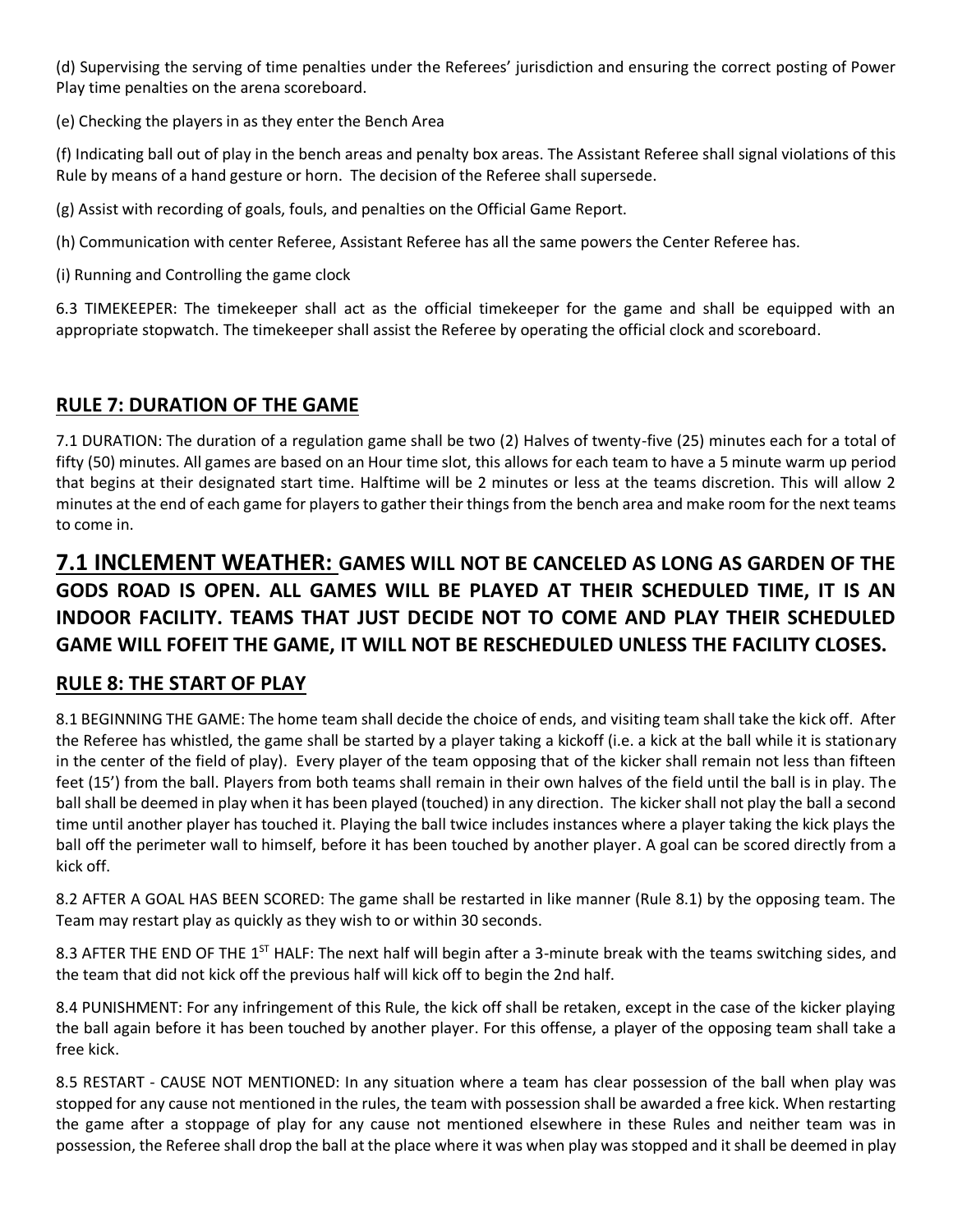(d) Supervising the serving of time penalties under the Referees' jurisdiction and ensuring the correct posting of Power Play time penalties on the arena scoreboard.

(e) Checking the players in as they enter the Bench Area

(f) Indicating ball out of play in the bench areas and penalty box areas. The Assistant Referee shall signal violations of this Rule by means of a hand gesture or horn. The decision of the Referee shall supersede.

(g) Assist with recording of goals, fouls, and penalties on the Official Game Report.

(h) Communication with center Referee, Assistant Referee has all the same powers the Center Referee has.

(i) Running and Controlling the game clock

6.3 TIMEKEEPER: The timekeeper shall act as the official timekeeper for the game and shall be equipped with an appropriate stopwatch. The timekeeper shall assist the Referee by operating the official clock and scoreboard.

## RULE 7: DURATION OF THE GAME

7.1 DURATION: The duration of a regulation game shall be two (2) Halves of twenty-five (25) minutes each for a total of fifty (50) minutes. All games are based on an Hour time slot, this allows for each team to have a 5 minute warm up period that begins at their designated start time. Halftime will be 2 minutes or less at the teams discretion. This will allow 2 minutes at the end of each game for players to gather their things from the bench area and make room for the next teams to come in.

## 7.1 INCLEMENT WEATHER: GAMES WILL NOT BE CANCELED AS LONG AS GARDEN OF THE GODS ROAD IS OPEN. ALL GAMES WILL BE PLAYED AT THEIR SCHEDULED TIME, IT IS AN INDOOR FACILITY. TEAMS THAT JUST DECIDE NOT TO COME AND PLAY THEIR SCHEDULED GAME WILL FOFEIT THE GAME, IT WILL NOT BE RESCHEDULED UNLESS THE FACILITY CLOSES.

## RULE 8: THE START OF PLAY

8.1 BEGINNING THE GAME: The home team shall decide the choice of ends, and visiting team shall take the kick off. After the Referee has whistled, the game shall be started by a player taking a kickoff (i.e. a kick at the ball while it is stationary in the center of the field of play). Every player of the team opposing that of the kicker shall remain not less than fifteen feet (15') from the ball. Players from both teams shall remain in their own halves of the field until the ball is in play. The ball shall be deemed in play when it has been played (touched) in any direction. The kicker shall not play the ball a second time until another player has touched it. Playing the ball twice includes instances where a player taking the kick plays the ball off the perimeter wall to himself, before it has been touched by another player. A goal can be scored directly from a kick off.

8.2 AFTER A GOAL HAS BEEN SCORED: The game shall be restarted in like manner (Rule 8.1) by the opposing team. The Team may restart play as quickly as they wish to or within 30 seconds.

8.3 AFTER THE END OF THE 1ST HALF: The next half will begin after a 3-minute break with the teams switching sides, and the team that did not kick off the previous half will kick off to begin the 2nd half.

8.4 PUNISHMENT: For any infringement of this Rule, the kick off shall be retaken, except in the case of the kicker playing the ball again before it has been touched by another player. For this offense, a player of the opposing team shall take a free kick.

8.5 RESTART - CAUSE NOT MENTIONED: In any situation where a team has clear possession of the ball when play was stopped for any cause not mentioned in the rules, the team with possession shall be awarded a free kick. When restarting the game after a stoppage of play for any cause not mentioned elsewhere in these Rules and neither team was in possession, the Referee shall drop the ball at the place where it was when play was stopped and it shall be deemed in play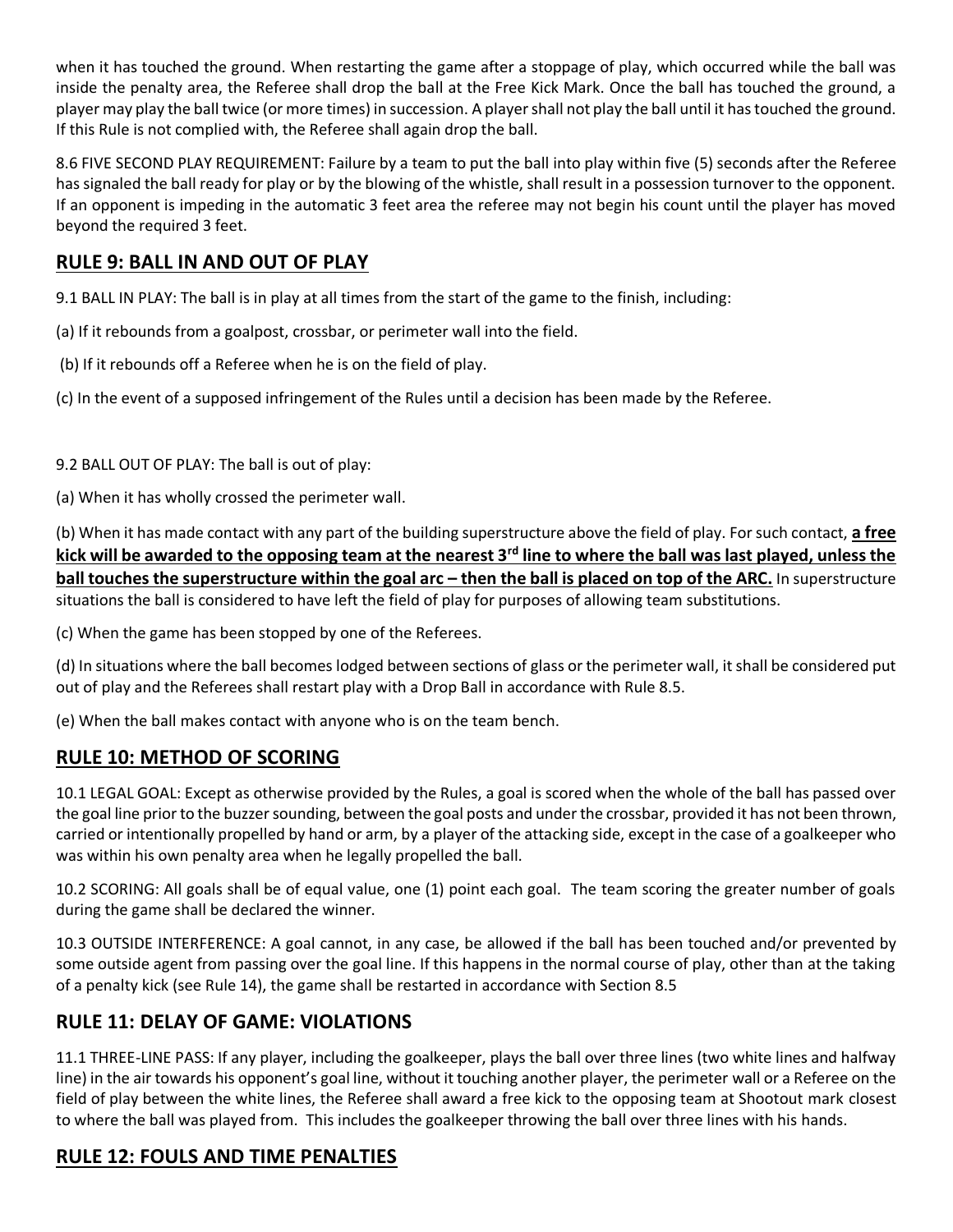when it has touched the ground. When restarting the game after a stoppage of play, which occurred while the ball was inside the penalty area, the Referee shall drop the ball at the Free Kick Mark. Once the ball has touched the ground, a player may play the ball twice (or more times) in succession. A player shall not play the ball until it has touched the ground. If this Rule is not complied with, the Referee shall again drop the ball.

8.6 FIVE SECOND PLAY REQUIREMENT: Failure by a team to put the ball into play within five (5) seconds after the Referee has signaled the ball ready for play or by the blowing of the whistle, shall result in a possession turnover to the opponent. If an opponent is impeding in the automatic 3 feet area the referee may not begin his count until the player has moved beyond the required 3 feet.

## RULE 9: BALL IN AND OUT OF PLAY

9.1 BALL IN PLAY: The ball is in play at all times from the start of the game to the finish, including:

(a) If it rebounds from a goalpost, crossbar, or perimeter wall into the field.

(b) If it rebounds off a Referee when he is on the field of play.

(c) In the event of a supposed infringement of the Rules until a decision has been made by the Referee.

9.2 BALL OUT OF PLAY: The ball is out of play:

(a) When it has wholly crossed the perimeter wall.

(b) When it has made contact with any part of the building superstructure above the field of play. For such contact, **a free kick will be awarded to the opposing team at the nearest 3rd line to where the ball was last played, unless the ball touches the superstructure within the goal arc – then the ball is placed on top of the ARC.** In superstructure situations the ball is considered to have left the field of play for purposes of allowing team substitutions.

(c) When the game has been stopped by one of the Referees.

(d) In situations where the ball becomes lodged between sections of glass or the perimeter wall, it shall be considered put out of play and the Referees shall restart play with a Drop Ball in accordance with Rule 8.5.

(e) When the ball makes contact with anyone who is on the team bench.

## RULE 10: METHOD OF SCORING

10.1 LEGAL GOAL: Except as otherwise provided by the Rules, a goal is scored when the whole of the ball has passed over the goal line prior to the buzzer sounding, between the goal posts and under the crossbar, provided it has not been thrown, carried or intentionally propelled by hand or arm, by a player of the attacking side, except in the case of a goalkeeper who was within his own penalty area when he legally propelled the ball.

10.2 SCORING: All goals shall be of equal value, one (1) point each goal. The team scoring the greater number of goals during the game shall be declared the winner.

10.3 OUTSIDE INTERFERENCE: A goal cannot, in any case, be allowed if the ball has been touched and/or prevented by some outside agent from passing over the goal line. If this happens in the normal course of play, other than at the taking of a penalty kick (see Rule 14), the game shall be restarted in accordance with Section 8.5

## RULE 11: DELAY OF GAME: VIOLATIONS

11.1 THREE-LINE PASS: If any player, including the goalkeeper, plays the ball over three lines (two white lines and halfway line) in the air towards his opponent's goal line, without it touching another player, the perimeter wall or a Referee on the field of play between the white lines, the Referee shall award a free kick to the opposing team at Shootout mark closest to where the ball was played from. This includes the goalkeeper throwing the ball over three lines with his hands.

## RULE 12: FOULS AND TIME PENALTIES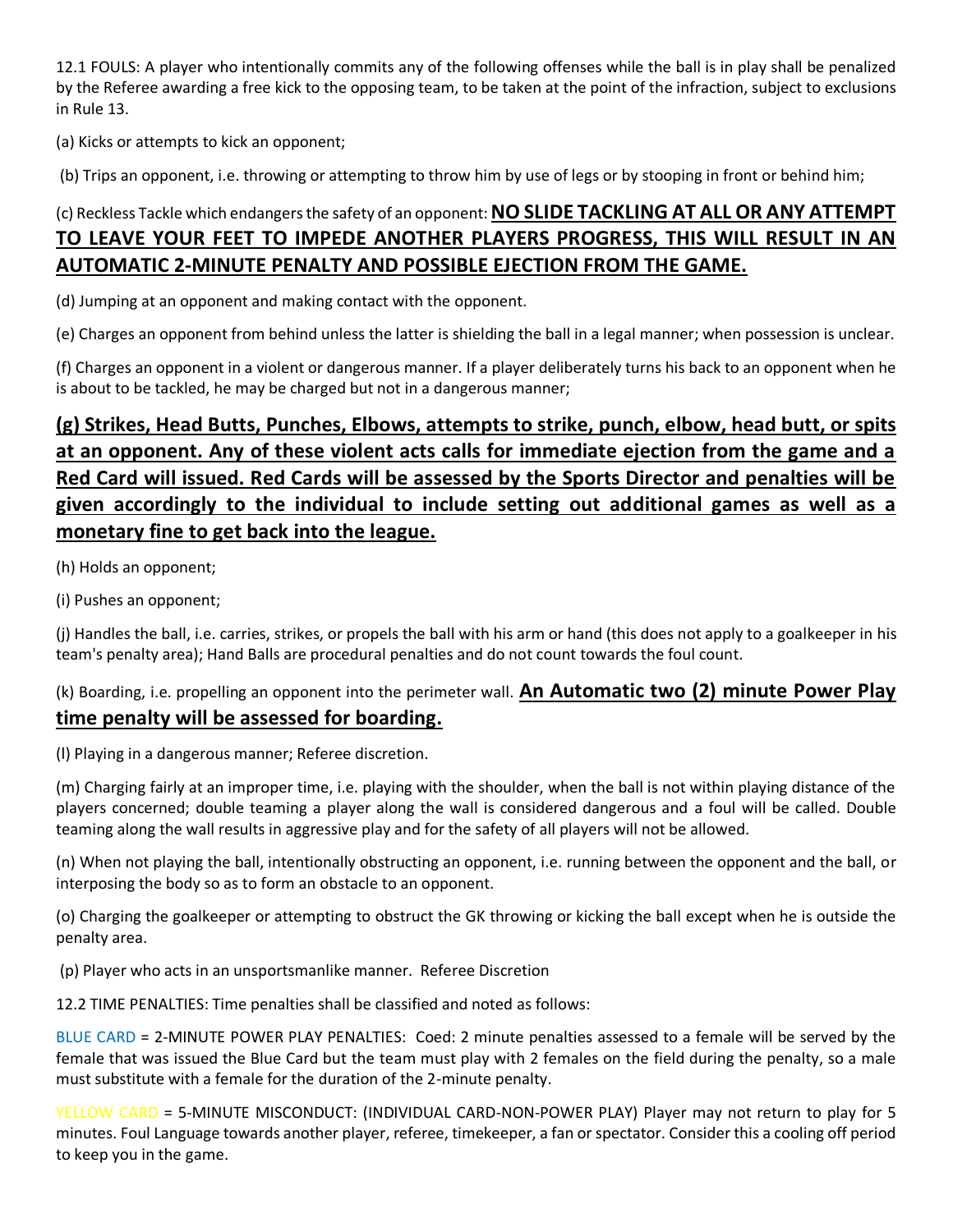12.1 FOULS: A player who intentionally commits any of the following offenses while the ball is in play shall be penalized by the Referee awarding a free kick to the opposing team, to be taken at the point of the infraction, subject to exclusions in Rule 13.

(a) Kicks or attempts to kick an opponent;

(b) Trips an opponent, i.e. throwing or attempting to throw him by use of legs or by stooping in front or behind him;

(c) Reckless Tackle which endangers the safety of an opponent: **NO SLIDE TACKLING AT ALL OR ANY ATTEMPT TO LEAVE YOUR FEET TO IMPEDE ANOTHER PLAYERS PROGRESS, THIS WILL RESULT IN AN AUTOMATIC 2-MINUTE PENALTY AND POSSIBLE EJECTION FROM THE GAME.**

(d) Jumping at an opponent and making contact with the opponent.

(e) Charges an opponent from behind unless the latter is shielding the ball in a legal manner; when possession is unclear.

(f) Charges an opponent in a violent or dangerous manner. If a player deliberately turns his back to an opponent when he is about to be tackled, he may be charged but not in a dangerous manner;

**(g) Strikes, Head Butts, Punches, Elbows, attempts to strike, punch, elbow, head butt, or spits at an opponent. Any of these violent acts calls for immediate ejection from the game and a Red Card will issued. Red Cards will be assessed by the Sports Director and penalties will be given accordingly to the individual to include setting out additional games as well as a monetary fine to get back into the league.**

(h) Holds an opponent;

(i) Pushes an opponent;

(j) Handles the ball, i.e. carries, strikes, or propels the ball with his arm or hand (this does not apply to a goalkeeper in his team's penalty area); Hand Balls are procedural penalties and do not count towards the foul count.

(k) Boarding, i.e. propelling an opponent into the perimeter wall. **An Automatic two (2) minute Power Play time penalty will be assessed for boarding.**

(l) Playing in a dangerous manner; Referee discretion.

(m) Charging fairly at an improper time, i.e. playing with the shoulder, when the ball is not within playing distance of the players concerned; double teaming a player along the wall is considered dangerous and a foul will be called. Double teaming along the wall results in aggressive play and for the safety of all players will not be allowed.

(n) When not playing the ball, intentionally obstructing an opponent, i.e. running between the opponent and the ball, or interposing the body so as to form an obstacle to an opponent.

(o) Charging the goalkeeper or attempting to obstruct the GK throwing or kicking the ball except when he is outside the penalty area.

(p) Player who acts in an unsportsmanlike manner. Referee Discretion

12.2 TIME PENALTIES: Time penalties shall be classified and noted as follows:

BLUE CARD = 2-MINUTE POWER PLAY PENALTIES: Coed: 2 minute penalties assessed to a female will be served by the female that was issued the Blue Card but the team must play with 2 females on the field during the penalty, so a male must substitute with a female for the duration of the 2-minute penalty.

YELLOW CARD = 5-MINUTE MISCONDUCT: (INDIVIDUAL CARD-NON-POWER PLAY) Player may not return to play for 5 minutes. Foul Language towards another player, referee, timekeeper, a fan or spectator. Consider this a cooling off period to keep you in the game.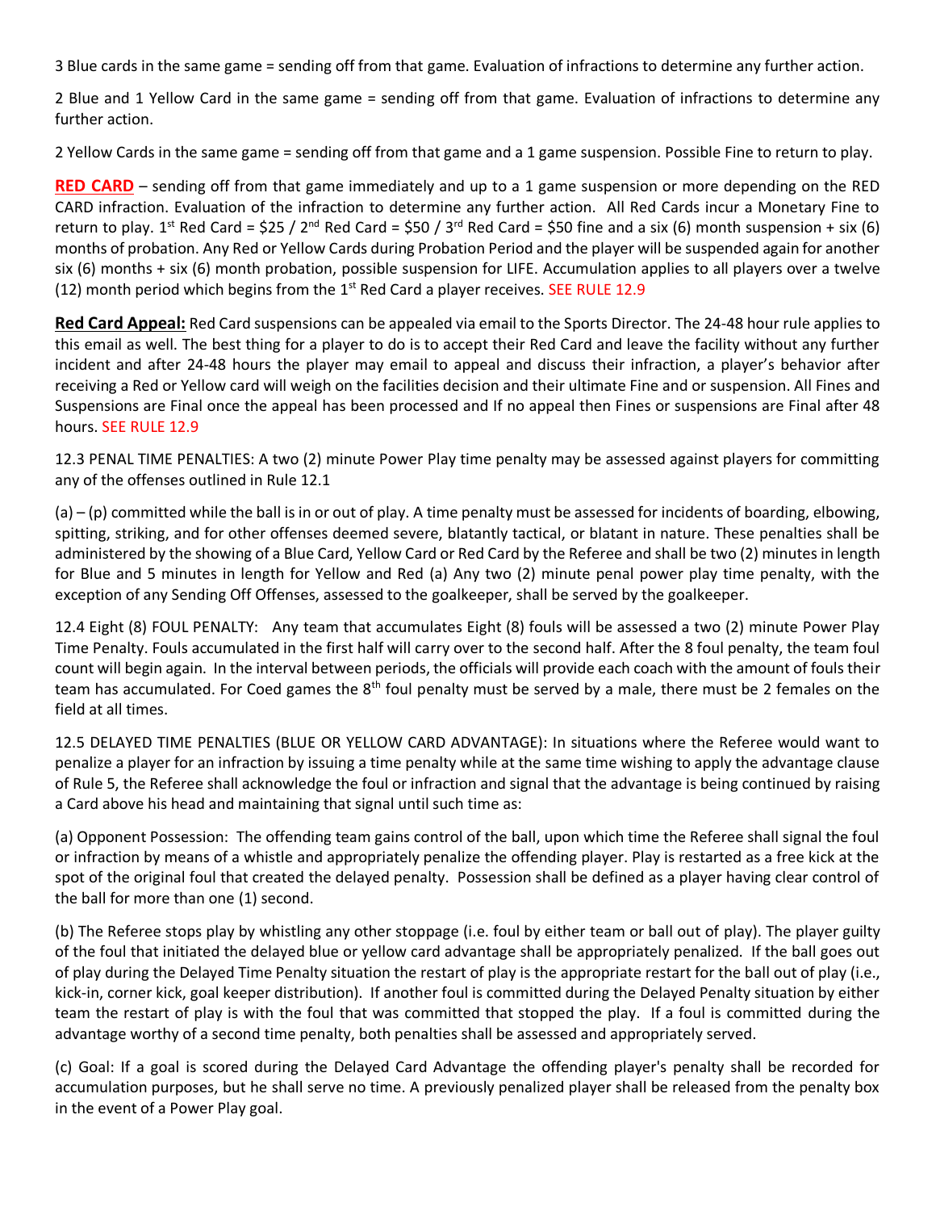3 Blue cards in the same game = sending off from that game. Evaluation of infractions to determine any further action.

2 Blue and 1 Yellow Card in the same game = sending off from that game. Evaluation of infractions to determine any further action.

2 Yellow Cards in the same game = sending off from that game and a 1 game suspension. Possible Fine to return to play.

**RED CARD** – sending off from that game immediately and up to a 1 game suspension or more depending on the RED CARD infraction. Evaluation of the infraction to determine any further action. All Red Cards incur a Monetary Fine to return to play. 1st Red Card = $25 / 2nd Red Card = $50 / 3rd Red Card = $50 fine and a six (6) month suspension + six (6) months of probation. Any Red or Yellow Cards during Probation Period and the player will be suspended again for another six (6) months + six (6) month probation, possible suspension for LIFE. Accumulation applies to all players over a twelve (12) month period which begins from the 1st Red Card a player receives. SEE RULE 12.9

**Red Card Appeal:** Red Card suspensions can be appealed via email to the Sports Director. The 24-48 hour rule applies to this email as well. The best thing for a player to do is to accept their Red Card and leave the facility without any further incident and after 24-48 hours the player may email to appeal and discuss their infraction, a player's behavior after receiving a Red or Yellow card will weigh on the facilities decision and their ultimate Fine and or suspension. All Fines and Suspensions are Final once the appeal has been processed and If no appeal then Fines or suspensions are Final after 48 hours. SEE RULE 12.9

12.3 PENAL TIME PENALTIES: A two (2) minute Power Play time penalty may be assessed against players for committing any of the offenses outlined in Rule 12.1

(a) – (p) committed while the ball is in or out of play. A time penalty must be assessed for incidents of boarding, elbowing, spitting, striking, and for other offenses deemed severe, blatantly tactical, or blatant in nature. These penalties shall be administered by the showing of a Blue Card, Yellow Card or Red Card by the Referee and shall be two (2) minutes in length for Blue and 5 minutes in length for Yellow and Red (a) Any two (2) minute penal power play time penalty, with the exception of any Sending Off Offenses, assessed to the goalkeeper, shall be served by the goalkeeper.

12.4 Eight (8) FOUL PENALTY: Any team that accumulates Eight (8) fouls will be assessed a two (2) minute Power Play Time Penalty. Fouls accumulated in the first half will carry over to the second half. After the 8 foul penalty, the team foul count will begin again. In the interval between periods, the officials will provide each coach with the amount of fouls their team has accumulated. For Coed games the 8th foul penalty must be served by a male, there must be 2 females on the field at all times.

12.5 DELAYED TIME PENALTIES (BLUE OR YELLOW CARD ADVANTAGE): In situations where the Referee would want to penalize a player for an infraction by issuing a time penalty while at the same time wishing to apply the advantage clause of Rule 5, the Referee shall acknowledge the foul or infraction and signal that the advantage is being continued by raising a Card above his head and maintaining that signal until such time as:

(a) Opponent Possession: The offending team gains control of the ball, upon which time the Referee shall signal the foul or infraction by means of a whistle and appropriately penalize the offending player. Play is restarted as a free kick at the spot of the original foul that created the delayed penalty. Possession shall be defined as a player having clear control of the ball for more than one (1) second.

(b) The Referee stops play by whistling any other stoppage (i.e. foul by either team or ball out of play). The player guilty of the foul that initiated the delayed blue or yellow card advantage shall be appropriately penalized. If the ball goes out of play during the Delayed Time Penalty situation the restart of play is the appropriate restart for the ball out of play (i.e., kick-in, corner kick, goal keeper distribution). If another foul is committed during the Delayed Penalty situation by either team the restart of play is with the foul that was committed that stopped the play. If a foul is committed during the advantage worthy of a second time penalty, both penalties shall be assessed and appropriately served.

(c) Goal: If a goal is scored during the Delayed Card Advantage the offending player's penalty shall be recorded for accumulation purposes, but he shall serve no time. A previously penalized player shall be released from the penalty box in the event of a Power Play goal.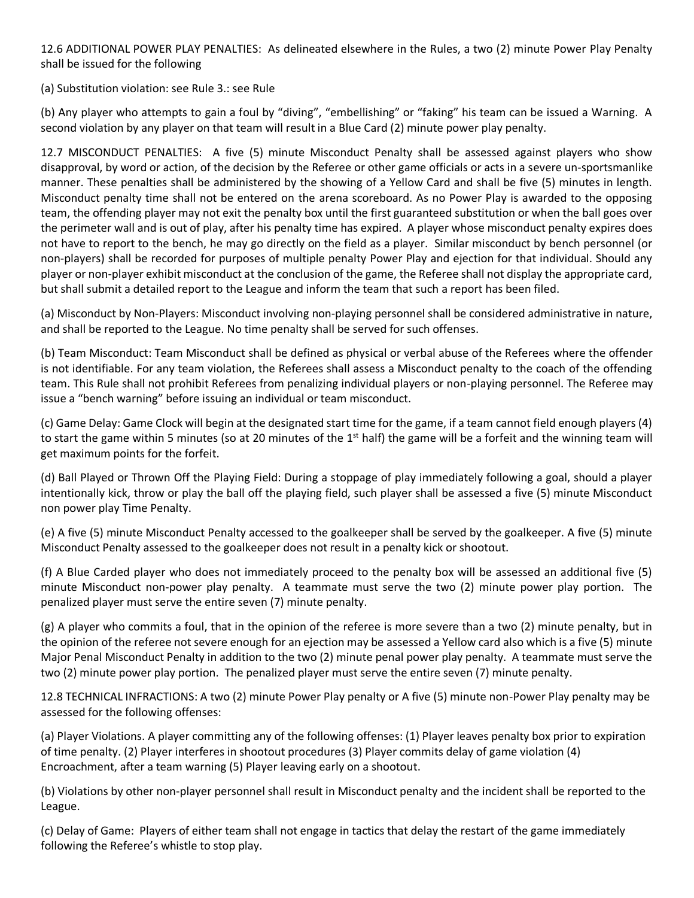12.6 ADDITIONAL POWER PLAY PENALTIES: As delineated elsewhere in the Rules, a two (2) minute Power Play Penalty shall be issued for the following

(a) Substitution violation: see Rule 3.: see Rule

(b) Any player who attempts to gain a foul by "diving", "embellishing" or "faking" his team can be issued a Warning. A second violation by any player on that team will result in a Blue Card (2) minute power play penalty.

12.7 MISCONDUCT PENALTIES: A five (5) minute Misconduct Penalty shall be assessed against players who show disapproval, by word or action, of the decision by the Referee or other game officials or acts in a severe un-sportsmanlike manner. These penalties shall be administered by the showing of a Yellow Card and shall be five (5) minutes in length. Misconduct penalty time shall not be entered on the arena scoreboard. As no Power Play is awarded to the opposing team, the offending player may not exit the penalty box until the first guaranteed substitution or when the ball goes over the perimeter wall and is out of play, after his penalty time has expired. A player whose misconduct penalty expires does not have to report to the bench, he may go directly on the field as a player. Similar misconduct by bench personnel (or non-players) shall be recorded for purposes of multiple penalty Power Play and ejection for that individual. Should any player or non-player exhibit misconduct at the conclusion of the game, the Referee shall not display the appropriate card, but shall submit a detailed report to the League and inform the team that such a report has been filed.

(a) Misconduct by Non-Players: Misconduct involving non-playing personnel shall be considered administrative in nature, and shall be reported to the League. No time penalty shall be served for such offenses.

(b) Team Misconduct: Team Misconduct shall be defined as physical or verbal abuse of the Referees where the offender is not identifiable. For any team violation, the Referees shall assess a Misconduct penalty to the coach of the offending team. This Rule shall not prohibit Referees from penalizing individual players or non-playing personnel. The Referee may issue a "bench warning" before issuing an individual or team misconduct.

(c) Game Delay: Game Clock will begin at the designated start time for the game, if a team cannot field enough players (4) to start the game within 5 minutes (so at 20 minutes of the 1st half) the game will be a forfeit and the winning team will get maximum points for the forfeit.

(d) Ball Played or Thrown Off the Playing Field: During a stoppage of play immediately following a goal, should a player intentionally kick, throw or play the ball off the playing field, such player shall be assessed a five (5) minute Misconduct non power play Time Penalty.

(e) A five (5) minute Misconduct Penalty accessed to the goalkeeper shall be served by the goalkeeper. A five (5) minute Misconduct Penalty assessed to the goalkeeper does not result in a penalty kick or shootout.

(f) A Blue Carded player who does not immediately proceed to the penalty box will be assessed an additional five (5) minute Misconduct non-power play penalty. A teammate must serve the two (2) minute power play portion. The penalized player must serve the entire seven (7) minute penalty.

(g) A player who commits a foul, that in the opinion of the referee is more severe than a two (2) minute penalty, but in the opinion of the referee not severe enough for an ejection may be assessed a Yellow card also which is a five (5) minute Major Penal Misconduct Penalty in addition to the two (2) minute penal power play penalty. A teammate must serve the two (2) minute power play portion. The penalized player must serve the entire seven (7) minute penalty.

12.8 TECHNICAL INFRACTIONS: A two (2) minute Power Play penalty or A five (5) minute non-Power Play penalty may be assessed for the following offenses:

(a) Player Violations. A player committing any of the following offenses: (1) Player leaves penalty box prior to expiration of time penalty. (2) Player interferes in shootout procedures (3) Player commits delay of game violation (4) Encroachment, after a team warning (5) Player leaving early on a shootout.

(b) Violations by other non-player personnel shall result in Misconduct penalty and the incident shall be reported to the League.

(c) Delay of Game: Players of either team shall not engage in tactics that delay the restart of the game immediately following the Referee's whistle to stop play.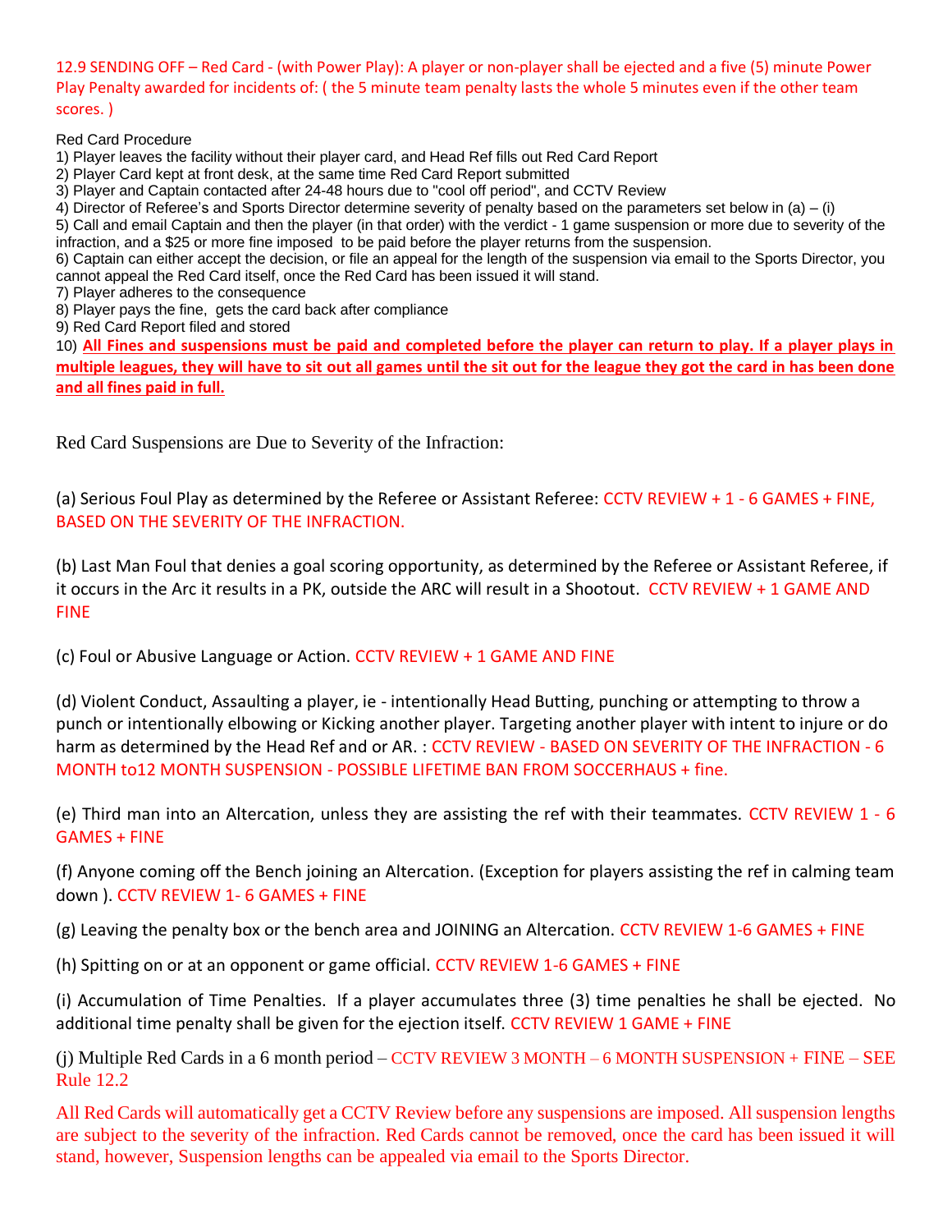12.9 SENDING OFF – Red Card - (with Power Play): A player or non-player shall be ejected and a five (5) minute Power Play Penalty awarded for incidents of: ( the 5 minute team penalty lasts the whole 5 minutes even if the other team scores. )

Red Card Procedure

1) Player leaves the facility without their player card, and Head Ref fills out Red Card Report
2) Player Card kept at front desk, at the same time Red Card Report submitted
3) Player and Captain contacted after 24-48 hours due to "cool off period", and CCTV Review
4) Director of Referee's and Sports Director determine severity of penalty based on the parameters set below in (a) – (i)
5) Call and email Captain and then the player (in that order) with the verdict - 1 game suspension or more due to severity of the infraction, and a $25 or more fine imposed to be paid before the player returns from the suspension.
6) Captain can either accept the decision, or file an appeal for the length of the suspension via email to the Sports Director, you cannot appeal the Red Card itself, once the Red Card has been issued it will stand.
7) Player adheres to the consequence
8) Player pays the fine, gets the card back after compliance
9) Red Card Report filed and stored
10) **All Fines and suspensions must be paid and completed before the player can return to play. If a player plays in multiple leagues, they will have to sit out all games until the sit out for the league they got the card in has been done and all fines paid in full.**

Red Card Suspensions are Due to Severity of the Infraction:

(a) Serious Foul Play as determined by the Referee or Assistant Referee: CCTV REVIEW + 1 - 6 GAMES + FINE, BASED ON THE SEVERITY OF THE INFRACTION.

(b) Last Man Foul that denies a goal scoring opportunity, as determined by the Referee or Assistant Referee, if it occurs in the Arc it results in a PK, outside the ARC will result in a Shootout. CCTV REVIEW + 1 GAME AND FINE

(c) Foul or Abusive Language or Action. CCTV REVIEW + 1 GAME AND FINE

(d) Violent Conduct, Assaulting a player, ie - intentionally Head Butting, punching or attempting to throw a punch or intentionally elbowing or Kicking another player. Targeting another player with intent to injure or do harm as determined by the Head Ref and or AR. : CCTV REVIEW - BASED ON SEVERITY OF THE INFRACTION - 6 MONTH to12 MONTH SUSPENSION - POSSIBLE LIFETIME BAN FROM SOCCERHAUS + fine.

(e) Third man into an Altercation, unless they are assisting the ref with their teammates. CCTV REVIEW 1 - 6 GAMES + FINE

(f) Anyone coming off the Bench joining an Altercation. (Exception for players assisting the ref in calming team down ). CCTV REVIEW 1- 6 GAMES + FINE

(g) Leaving the penalty box or the bench area and JOINING an Altercation. CCTV REVIEW 1-6 GAMES + FINE

(h) Spitting on or at an opponent or game official. CCTV REVIEW 1-6 GAMES + FINE

(i) Accumulation of Time Penalties. If a player accumulates three (3) time penalties he shall be ejected. No additional time penalty shall be given for the ejection itself. CCTV REVIEW 1 GAME + FINE

(j) Multiple Red Cards in a 6 month period – CCTV REVIEW 3 MONTH – 6 MONTH SUSPENSION + FINE – SEE Rule 12.2

All Red Cards will automatically get a CCTV Review before any suspensions are imposed. All suspension lengths are subject to the severity of the infraction. Red Cards cannot be removed, once the card has been issued it will stand, however, Suspension lengths can be appealed via email to the Sports Director.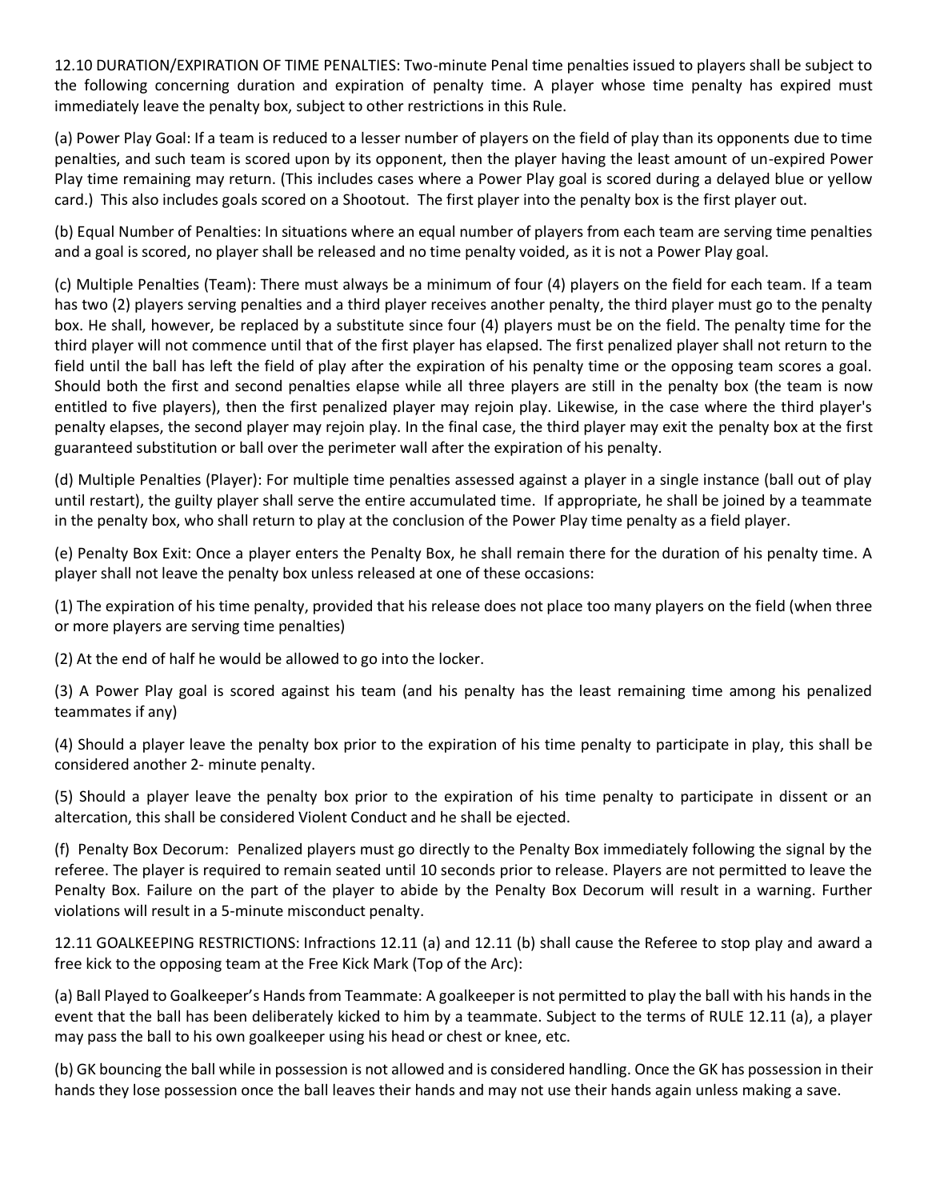12.10 DURATION/EXPIRATION OF TIME PENALTIES: Two-minute Penal time penalties issued to players shall be subject to the following concerning duration and expiration of penalty time. A player whose time penalty has expired must immediately leave the penalty box, subject to other restrictions in this Rule.

(a) Power Play Goal: If a team is reduced to a lesser number of players on the field of play than its opponents due to time penalties, and such team is scored upon by its opponent, then the player having the least amount of un-expired Power Play time remaining may return. (This includes cases where a Power Play goal is scored during a delayed blue or yellow card.) This also includes goals scored on a Shootout. The first player into the penalty box is the first player out.

(b) Equal Number of Penalties: In situations where an equal number of players from each team are serving time penalties and a goal is scored, no player shall be released and no time penalty voided, as it is not a Power Play goal.

(c) Multiple Penalties (Team): There must always be a minimum of four (4) players on the field for each team. If a team has two (2) players serving penalties and a third player receives another penalty, the third player must go to the penalty box. He shall, however, be replaced by a substitute since four (4) players must be on the field. The penalty time for the third player will not commence until that of the first player has elapsed. The first penalized player shall not return to the field until the ball has left the field of play after the expiration of his penalty time or the opposing team scores a goal. Should both the first and second penalties elapse while all three players are still in the penalty box (the team is now entitled to five players), then the first penalized player may rejoin play. Likewise, in the case where the third player's penalty elapses, the second player may rejoin play. In the final case, the third player may exit the penalty box at the first guaranteed substitution or ball over the perimeter wall after the expiration of his penalty.

(d) Multiple Penalties (Player): For multiple time penalties assessed against a player in a single instance (ball out of play until restart), the guilty player shall serve the entire accumulated time. If appropriate, he shall be joined by a teammate in the penalty box, who shall return to play at the conclusion of the Power Play time penalty as a field player.

(e) Penalty Box Exit: Once a player enters the Penalty Box, he shall remain there for the duration of his penalty time. A player shall not leave the penalty box unless released at one of these occasions:

(1) The expiration of his time penalty, provided that his release does not place too many players on the field (when three or more players are serving time penalties)

(2) At the end of half he would be allowed to go into the locker.

(3) A Power Play goal is scored against his team (and his penalty has the least remaining time among his penalized teammates if any)

(4) Should a player leave the penalty box prior to the expiration of his time penalty to participate in play, this shall be considered another 2- minute penalty.

(5) Should a player leave the penalty box prior to the expiration of his time penalty to participate in dissent or an altercation, this shall be considered Violent Conduct and he shall be ejected.

(f) Penalty Box Decorum: Penalized players must go directly to the Penalty Box immediately following the signal by the referee. The player is required to remain seated until 10 seconds prior to release. Players are not permitted to leave the Penalty Box. Failure on the part of the player to abide by the Penalty Box Decorum will result in a warning. Further violations will result in a 5-minute misconduct penalty.

12.11 GOALKEEPING RESTRICTIONS: Infractions 12.11 (a) and 12.11 (b) shall cause the Referee to stop play and award a free kick to the opposing team at the Free Kick Mark (Top of the Arc):

(a) Ball Played to Goalkeeper's Hands from Teammate: A goalkeeper is not permitted to play the ball with his hands in the event that the ball has been deliberately kicked to him by a teammate. Subject to the terms of RULE 12.11 (a), a player may pass the ball to his own goalkeeper using his head or chest or knee, etc.

(b) GK bouncing the ball while in possession is not allowed and is considered handling. Once the GK has possession in their hands they lose possession once the ball leaves their hands and may not use their hands again unless making a save.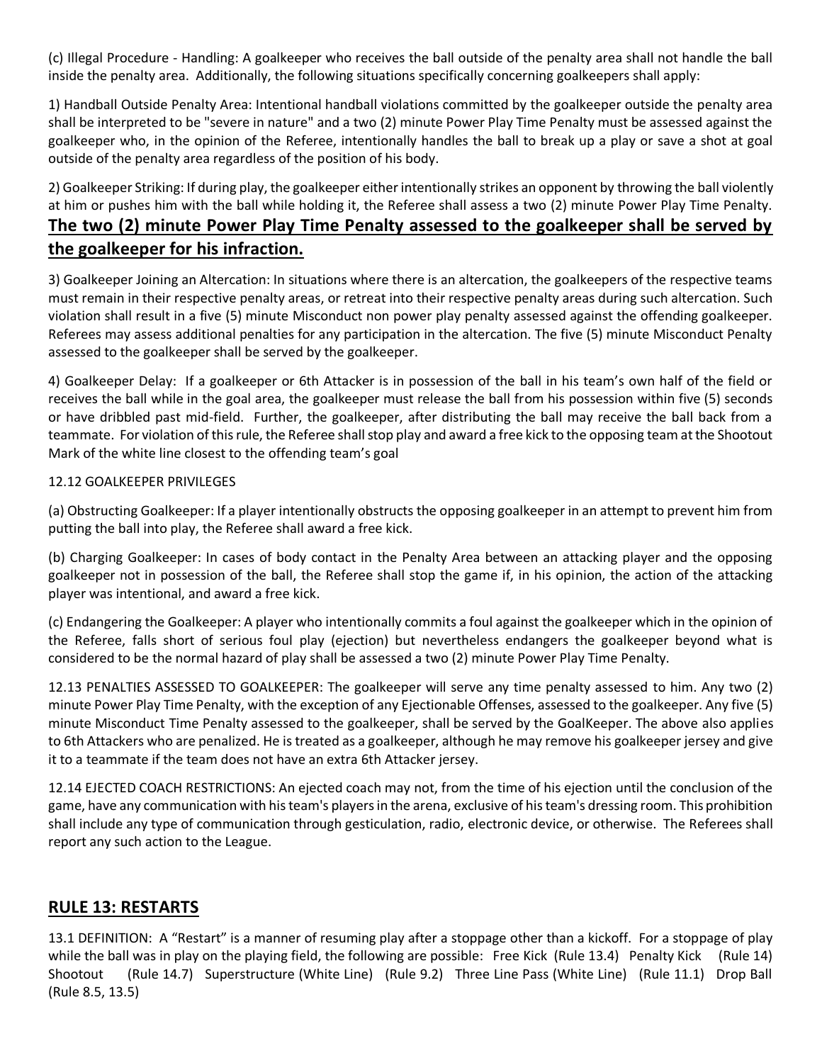(c) Illegal Procedure - Handling: A goalkeeper who receives the ball outside of the penalty area shall not handle the ball inside the penalty area. Additionally, the following situations specifically concerning goalkeepers shall apply:

1) Handball Outside Penalty Area: Intentional handball violations committed by the goalkeeper outside the penalty area shall be interpreted to be "severe in nature" and a two (2) minute Power Play Time Penalty must be assessed against the goalkeeper who, in the opinion of the Referee, intentionally handles the ball to break up a play or save a shot at goal outside of the penalty area regardless of the position of his body.

2) Goalkeeper Striking: If during play, the goalkeeper either intentionally strikes an opponent by throwing the ball violently at him or pushes him with the ball while holding it, the Referee shall assess a two (2) minute Power Play Time Penalty. **The two (2) minute Power Play Time Penalty assessed to the goalkeeper shall be served by the goalkeeper for his infraction.**

3) Goalkeeper Joining an Altercation: In situations where there is an altercation, the goalkeepers of the respective teams must remain in their respective penalty areas, or retreat into their respective penalty areas during such altercation. Such violation shall result in a five (5) minute Misconduct non power play penalty assessed against the offending goalkeeper. Referees may assess additional penalties for any participation in the altercation. The five (5) minute Misconduct Penalty assessed to the goalkeeper shall be served by the goalkeeper.

4) Goalkeeper Delay: If a goalkeeper or 6th Attacker is in possession of the ball in his team's own half of the field or receives the ball while in the goal area, the goalkeeper must release the ball from his possession within five (5) seconds or have dribbled past mid-field. Further, the goalkeeper, after distributing the ball may receive the ball back from a teammate. For violation of this rule, the Referee shall stop play and award a free kick to the opposing team at the Shootout Mark of the white line closest to the offending team's goal

12.12 GOALKEEPER PRIVILEGES

(a) Obstructing Goalkeeper: If a player intentionally obstructs the opposing goalkeeper in an attempt to prevent him from putting the ball into play, the Referee shall award a free kick.

(b) Charging Goalkeeper: In cases of body contact in the Penalty Area between an attacking player and the opposing goalkeeper not in possession of the ball, the Referee shall stop the game if, in his opinion, the action of the attacking player was intentional, and award a free kick.

(c) Endangering the Goalkeeper: A player who intentionally commits a foul against the goalkeeper which in the opinion of the Referee, falls short of serious foul play (ejection) but nevertheless endangers the goalkeeper beyond what is considered to be the normal hazard of play shall be assessed a two (2) minute Power Play Time Penalty.

12.13 PENALTIES ASSESSED TO GOALKEEPER: The goalkeeper will serve any time penalty assessed to him. Any two (2) minute Power Play Time Penalty, with the exception of any Ejectionable Offenses, assessed to the goalkeeper. Any five (5) minute Misconduct Time Penalty assessed to the goalkeeper, shall be served by the GoalKeeper. The above also applies to 6th Attackers who are penalized. He is treated as a goalkeeper, although he may remove his goalkeeper jersey and give it to a teammate if the team does not have an extra 6th Attacker jersey.

12.14 EJECTED COACH RESTRICTIONS: An ejected coach may not, from the time of his ejection until the conclusion of the game, have any communication with his team's players in the arena, exclusive of his team's dressing room. This prohibition shall include any type of communication through gesticulation, radio, electronic device, or otherwise. The Referees shall report any such action to the League.

## RULE 13: RESTARTS

13.1 DEFINITION: A "Restart" is a manner of resuming play after a stoppage other than a kickoff. For a stoppage of play while the ball was in play on the playing field, the following are possible: Free Kick (Rule 13.4) Penalty Kick (Rule 14) Shootout (Rule 14.7) Superstructure (White Line) (Rule 9.2) Three Line Pass (White Line) (Rule 11.1) Drop Ball (Rule 8.5, 13.5)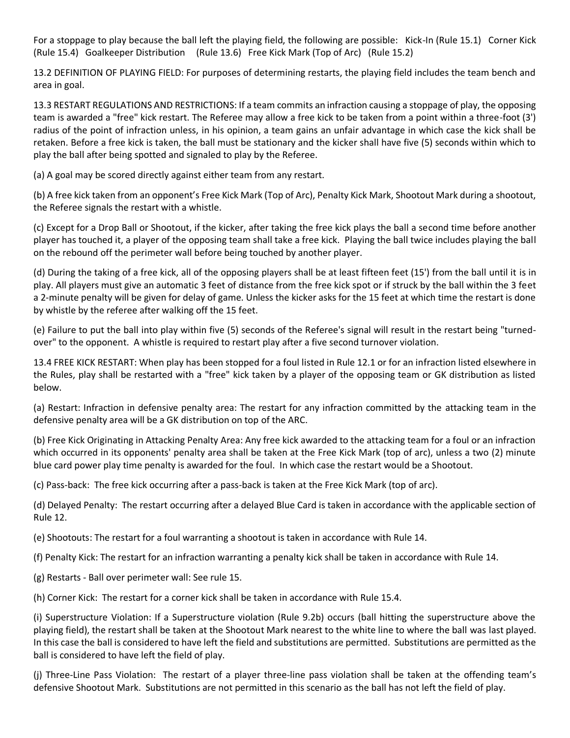For a stoppage to play because the ball left the playing field, the following are possible: Kick-In (Rule 15.1) Corner Kick (Rule 15.4) Goalkeeper Distribution (Rule 13.6) Free Kick Mark (Top of Arc) (Rule 15.2)

13.2 DEFINITION OF PLAYING FIELD: For purposes of determining restarts, the playing field includes the team bench and area in goal.

13.3 RESTART REGULATIONS AND RESTRICTIONS: If a team commits an infraction causing a stoppage of play, the opposing team is awarded a "free" kick restart. The Referee may allow a free kick to be taken from a point within a three-foot (3') radius of the point of infraction unless, in his opinion, a team gains an unfair advantage in which case the kick shall be retaken. Before a free kick is taken, the ball must be stationary and the kicker shall have five (5) seconds within which to play the ball after being spotted and signaled to play by the Referee.

(a) A goal may be scored directly against either team from any restart.

(b) A free kick taken from an opponent's Free Kick Mark (Top of Arc), Penalty Kick Mark, Shootout Mark during a shootout, the Referee signals the restart with a whistle.

(c) Except for a Drop Ball or Shootout, if the kicker, after taking the free kick plays the ball a second time before another player has touched it, a player of the opposing team shall take a free kick. Playing the ball twice includes playing the ball on the rebound off the perimeter wall before being touched by another player.

(d) During the taking of a free kick, all of the opposing players shall be at least fifteen feet (15') from the ball until it is in play. All players must give an automatic 3 feet of distance from the free kick spot or if struck by the ball within the 3 feet a 2-minute penalty will be given for delay of game. Unless the kicker asks for the 15 feet at which time the restart is done by whistle by the referee after walking off the 15 feet.

(e) Failure to put the ball into play within five (5) seconds of the Referee's signal will result in the restart being "turned-over" to the opponent. A whistle is required to restart play after a five second turnover violation.

13.4 FREE KICK RESTART: When play has been stopped for a foul listed in Rule 12.1 or for an infraction listed elsewhere in the Rules, play shall be restarted with a "free" kick taken by a player of the opposing team or GK distribution as listed below.

(a) Restart: Infraction in defensive penalty area: The restart for any infraction committed by the attacking team in the defensive penalty area will be a GK distribution on top of the ARC.

(b) Free Kick Originating in Attacking Penalty Area: Any free kick awarded to the attacking team for a foul or an infraction which occurred in its opponents' penalty area shall be taken at the Free Kick Mark (top of arc), unless a two (2) minute blue card power play time penalty is awarded for the foul. In which case the restart would be a Shootout.

(c) Pass-back: The free kick occurring after a pass-back is taken at the Free Kick Mark (top of arc).

(d) Delayed Penalty: The restart occurring after a delayed Blue Card is taken in accordance with the applicable section of Rule 12.

(e) Shootouts: The restart for a foul warranting a shootout is taken in accordance with Rule 14.

(f) Penalty Kick: The restart for an infraction warranting a penalty kick shall be taken in accordance with Rule 14.

(g) Restarts - Ball over perimeter wall: See rule 15.

(h) Corner Kick: The restart for a corner kick shall be taken in accordance with Rule 15.4.

(i) Superstructure Violation: If a Superstructure violation (Rule 9.2b) occurs (ball hitting the superstructure above the playing field), the restart shall be taken at the Shootout Mark nearest to the white line to where the ball was last played. In this case the ball is considered to have left the field and substitutions are permitted. Substitutions are permitted as the ball is considered to have left the field of play.

(j) Three-Line Pass Violation: The restart of a player three-line pass violation shall be taken at the offending team's defensive Shootout Mark. Substitutions are not permitted in this scenario as the ball has not left the field of play.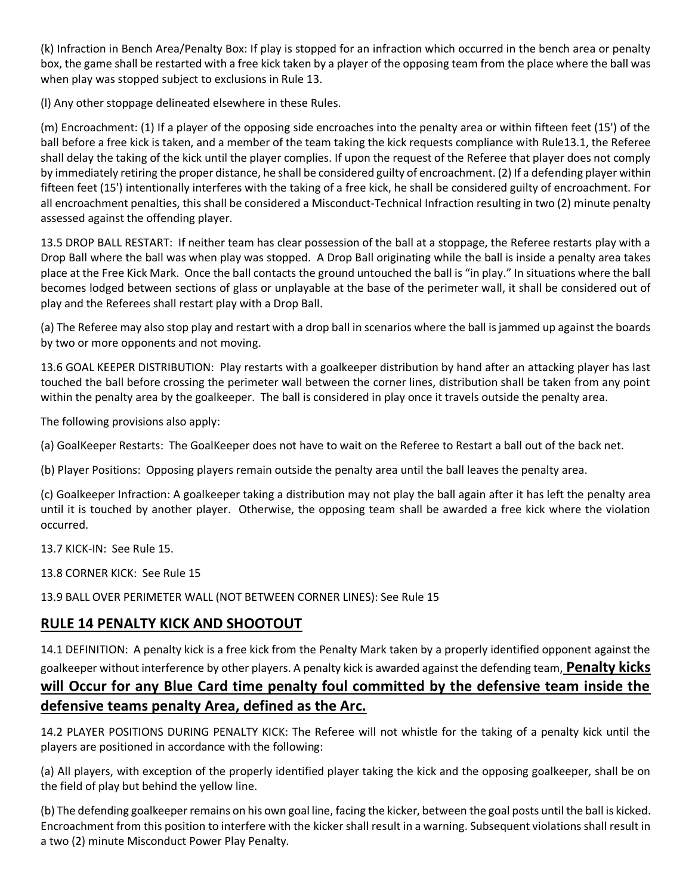(k) Infraction in Bench Area/Penalty Box: If play is stopped for an infraction which occurred in the bench area or penalty box, the game shall be restarted with a free kick taken by a player of the opposing team from the place where the ball was when play was stopped subject to exclusions in Rule 13.

(l) Any other stoppage delineated elsewhere in these Rules.

(m) Encroachment: (1) If a player of the opposing side encroaches into the penalty area or within fifteen feet (15') of the ball before a free kick is taken, and a member of the team taking the kick requests compliance with Rule13.1, the Referee shall delay the taking of the kick until the player complies. If upon the request of the Referee that player does not comply by immediately retiring the proper distance, he shall be considered guilty of encroachment. (2) If a defending player within fifteen feet (15') intentionally interferes with the taking of a free kick, he shall be considered guilty of encroachment. For all encroachment penalties, this shall be considered a Misconduct-Technical Infraction resulting in two (2) minute penalty assessed against the offending player.

13.5 DROP BALL RESTART: If neither team has clear possession of the ball at a stoppage, the Referee restarts play with a Drop Ball where the ball was when play was stopped. A Drop Ball originating while the ball is inside a penalty area takes place at the Free Kick Mark. Once the ball contacts the ground untouched the ball is "in play." In situations where the ball becomes lodged between sections of glass or unplayable at the base of the perimeter wall, it shall be considered out of play and the Referees shall restart play with a Drop Ball.

(a) The Referee may also stop play and restart with a drop ball in scenarios where the ball is jammed up against the boards by two or more opponents and not moving.

13.6 GOAL KEEPER DISTRIBUTION: Play restarts with a goalkeeper distribution by hand after an attacking player has last touched the ball before crossing the perimeter wall between the corner lines, distribution shall be taken from any point within the penalty area by the goalkeeper. The ball is considered in play once it travels outside the penalty area.

The following provisions also apply:

(a) GoalKeeper Restarts: The GoalKeeper does not have to wait on the Referee to Restart a ball out of the back net.

(b) Player Positions: Opposing players remain outside the penalty area until the ball leaves the penalty area.

(c) Goalkeeper Infraction: A goalkeeper taking a distribution may not play the ball again after it has left the penalty area until it is touched by another player. Otherwise, the opposing team shall be awarded a free kick where the violation occurred.

13.7 KICK-IN: See Rule 15.

13.8 CORNER KICK: See Rule 15

13.9 BALL OVER PERIMETER WALL (NOT BETWEEN CORNER LINES): See Rule 15

## RULE 14 PENALTY KICK AND SHOOTOUT

14.1 DEFINITION: A penalty kick is a free kick from the Penalty Mark taken by a properly identified opponent against the goalkeeper without interference by other players. A penalty kick is awarded against the defending team, **Penalty kicks will Occur for any Blue Card time penalty foul committed by the defensive team inside the defensive teams penalty Area, defined as the Arc.**

14.2 PLAYER POSITIONS DURING PENALTY KICK: The Referee will not whistle for the taking of a penalty kick until the players are positioned in accordance with the following:

(a) All players, with exception of the properly identified player taking the kick and the opposing goalkeeper, shall be on the field of play but behind the yellow line.

(b) The defending goalkeeper remains on his own goal line, facing the kicker, between the goal posts until the ball is kicked. Encroachment from this position to interfere with the kicker shall result in a warning. Subsequent violations shall result in a two (2) minute Misconduct Power Play Penalty.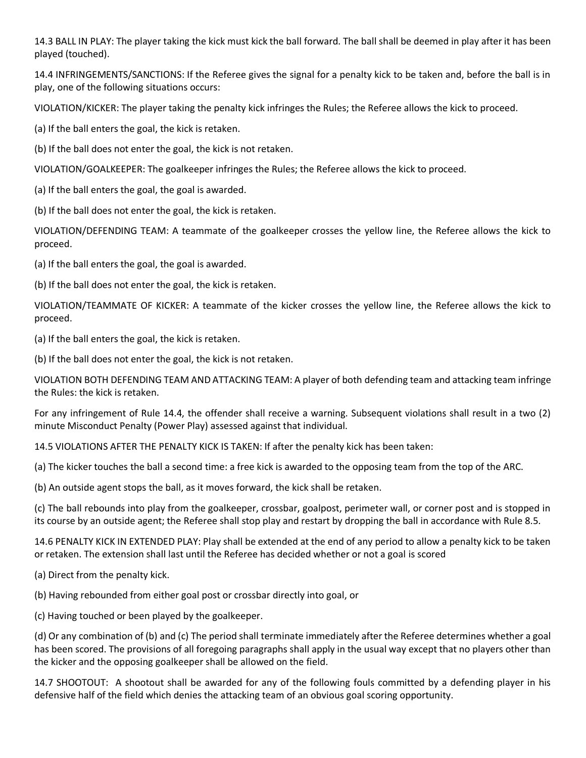14.3 BALL IN PLAY: The player taking the kick must kick the ball forward. The ball shall be deemed in play after it has been played (touched).

14.4 INFRINGEMENTS/SANCTIONS: If the Referee gives the signal for a penalty kick to be taken and, before the ball is in play, one of the following situations occurs:

VIOLATION/KICKER: The player taking the penalty kick infringes the Rules; the Referee allows the kick to proceed.

(a) If the ball enters the goal, the kick is retaken.

(b) If the ball does not enter the goal, the kick is not retaken.

VIOLATION/GOALKEEPER: The goalkeeper infringes the Rules; the Referee allows the kick to proceed.

(a) If the ball enters the goal, the goal is awarded.

(b) If the ball does not enter the goal, the kick is retaken.

VIOLATION/DEFENDING TEAM: A teammate of the goalkeeper crosses the yellow line, the Referee allows the kick to proceed.

(a) If the ball enters the goal, the goal is awarded.

(b) If the ball does not enter the goal, the kick is retaken.

VIOLATION/TEAMMATE OF KICKER: A teammate of the kicker crosses the yellow line, the Referee allows the kick to proceed.

(a) If the ball enters the goal, the kick is retaken.

(b) If the ball does not enter the goal, the kick is not retaken.

VIOLATION BOTH DEFENDING TEAM AND ATTACKING TEAM: A player of both defending team and attacking team infringe the Rules: the kick is retaken.

For any infringement of Rule 14.4, the offender shall receive a warning. Subsequent violations shall result in a two (2) minute Misconduct Penalty (Power Play) assessed against that individual.

14.5 VIOLATIONS AFTER THE PENALTY KICK IS TAKEN: If after the penalty kick has been taken:

(a) The kicker touches the ball a second time: a free kick is awarded to the opposing team from the top of the ARC.

(b) An outside agent stops the ball, as it moves forward, the kick shall be retaken.

(c) The ball rebounds into play from the goalkeeper, crossbar, goalpost, perimeter wall, or corner post and is stopped in its course by an outside agent; the Referee shall stop play and restart by dropping the ball in accordance with Rule 8.5.

14.6 PENALTY KICK IN EXTENDED PLAY: Play shall be extended at the end of any period to allow a penalty kick to be taken or retaken. The extension shall last until the Referee has decided whether or not a goal is scored

(a) Direct from the penalty kick.

(b) Having rebounded from either goal post or crossbar directly into goal, or

(c) Having touched or been played by the goalkeeper.

(d) Or any combination of (b) and (c) The period shall terminate immediately after the Referee determines whether a goal has been scored. The provisions of all foregoing paragraphs shall apply in the usual way except that no players other than the kicker and the opposing goalkeeper shall be allowed on the field.

14.7 SHOOTOUT: A shootout shall be awarded for any of the following fouls committed by a defending player in his defensive half of the field which denies the attacking team of an obvious goal scoring opportunity.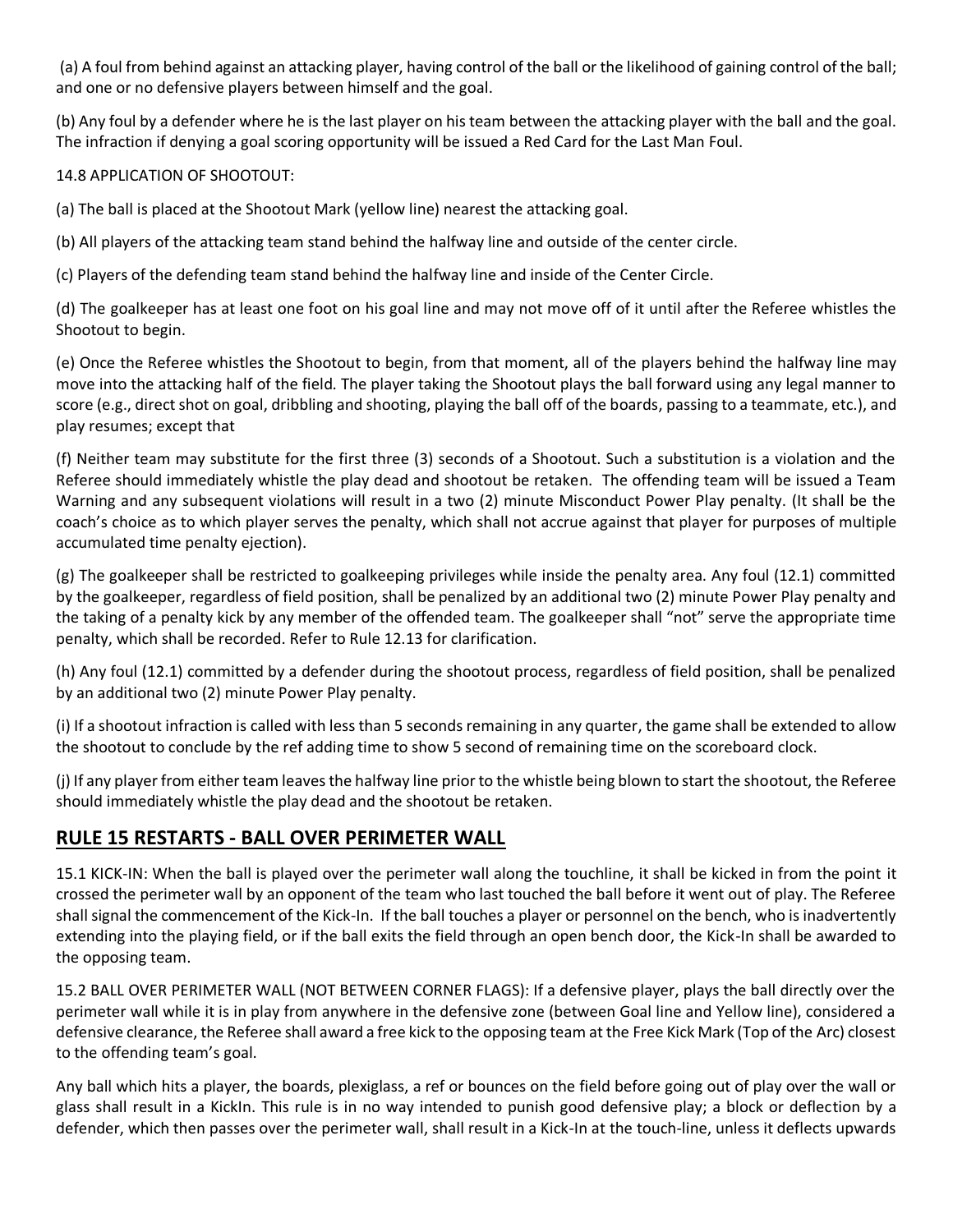(a) A foul from behind against an attacking player, having control of the ball or the likelihood of gaining control of the ball; and one or no defensive players between himself and the goal.

(b) Any foul by a defender where he is the last player on his team between the attacking player with the ball and the goal. The infraction if denying a goal scoring opportunity will be issued a Red Card for the Last Man Foul.

14.8 APPLICATION OF SHOOTOUT:

(a) The ball is placed at the Shootout Mark (yellow line) nearest the attacking goal.

(b) All players of the attacking team stand behind the halfway line and outside of the center circle.

(c) Players of the defending team stand behind the halfway line and inside of the Center Circle.

(d) The goalkeeper has at least one foot on his goal line and may not move off of it until after the Referee whistles the Shootout to begin.

(e) Once the Referee whistles the Shootout to begin, from that moment, all of the players behind the halfway line may move into the attacking half of the field. The player taking the Shootout plays the ball forward using any legal manner to score (e.g., direct shot on goal, dribbling and shooting, playing the ball off of the boards, passing to a teammate, etc.), and play resumes; except that

(f) Neither team may substitute for the first three (3) seconds of a Shootout. Such a substitution is a violation and the Referee should immediately whistle the play dead and shootout be retaken. The offending team will be issued a Team Warning and any subsequent violations will result in a two (2) minute Misconduct Power Play penalty. (It shall be the coach's choice as to which player serves the penalty, which shall not accrue against that player for purposes of multiple accumulated time penalty ejection).

(g) The goalkeeper shall be restricted to goalkeeping privileges while inside the penalty area. Any foul (12.1) committed by the goalkeeper, regardless of field position, shall be penalized by an additional two (2) minute Power Play penalty and the taking of a penalty kick by any member of the offended team. The goalkeeper shall "not" serve the appropriate time penalty, which shall be recorded. Refer to Rule 12.13 for clarification.

(h) Any foul (12.1) committed by a defender during the shootout process, regardless of field position, shall be penalized by an additional two (2) minute Power Play penalty.

(i) If a shootout infraction is called with less than 5 seconds remaining in any quarter, the game shall be extended to allow the shootout to conclude by the ref adding time to show 5 second of remaining time on the scoreboard clock.

(j) If any player from either team leaves the halfway line prior to the whistle being blown to start the shootout, the Referee should immediately whistle the play dead and the shootout be retaken.

## RULE 15 RESTARTS - BALL OVER PERIMETER WALL

15.1 KICK-IN: When the ball is played over the perimeter wall along the touchline, it shall be kicked in from the point it crossed the perimeter wall by an opponent of the team who last touched the ball before it went out of play. The Referee shall signal the commencement of the Kick-In. If the ball touches a player or personnel on the bench, who is inadvertently extending into the playing field, or if the ball exits the field through an open bench door, the Kick-In shall be awarded to the opposing team.

15.2 BALL OVER PERIMETER WALL (NOT BETWEEN CORNER FLAGS): If a defensive player, plays the ball directly over the perimeter wall while it is in play from anywhere in the defensive zone (between Goal line and Yellow line), considered a defensive clearance, the Referee shall award a free kick to the opposing team at the Free Kick Mark (Top of the Arc) closest to the offending team's goal.

Any ball which hits a player, the boards, plexiglass, a ref or bounces on the field before going out of play over the wall or glass shall result in a KickIn. This rule is in no way intended to punish good defensive play; a block or deflection by a defender, which then passes over the perimeter wall, shall result in a Kick-In at the touch-line, unless it deflects upwards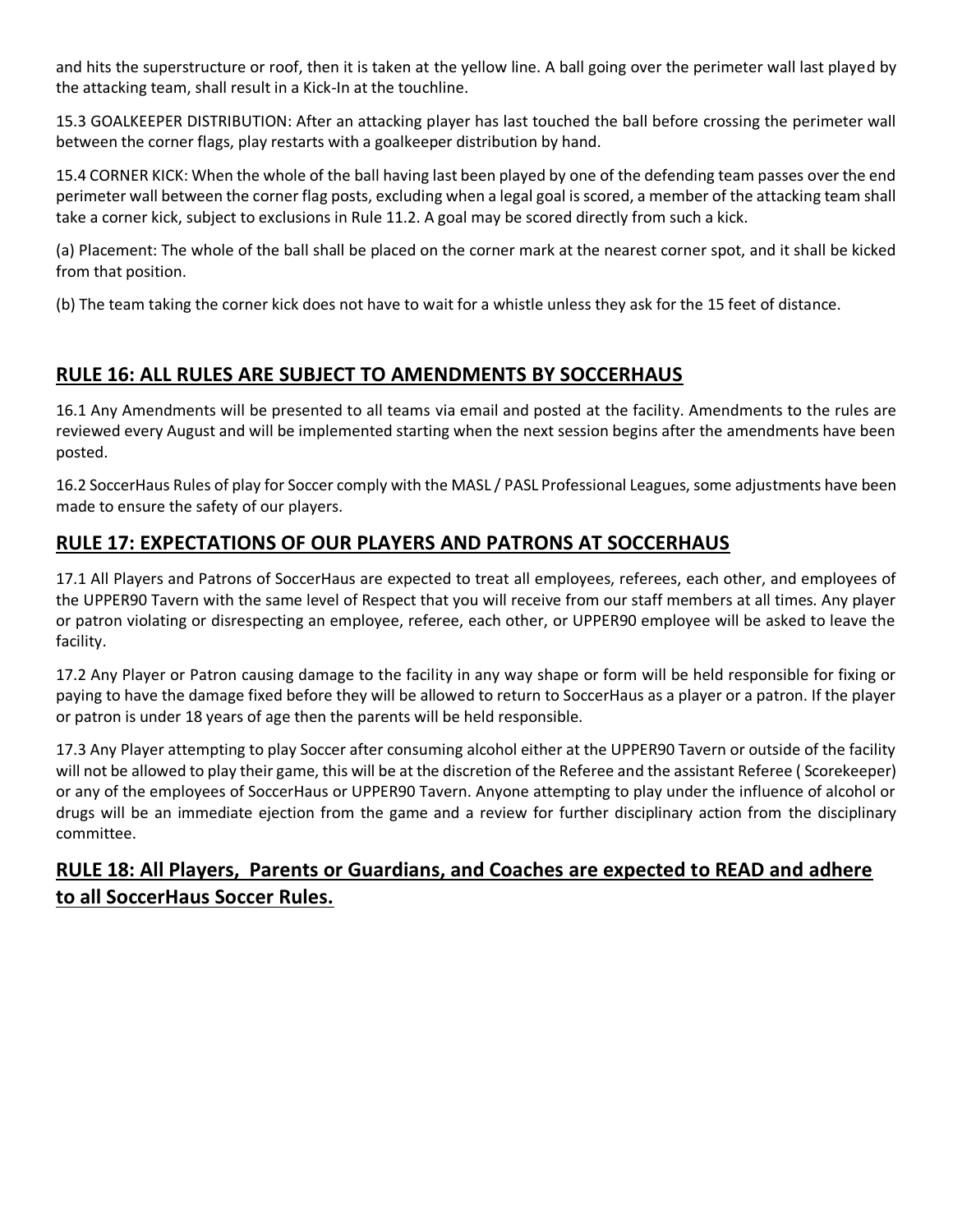and hits the superstructure or roof, then it is taken at the yellow line. A ball going over the perimeter wall last played by the attacking team, shall result in a Kick-In at the touchline.

15.3 GOALKEEPER DISTRIBUTION: After an attacking player has last touched the ball before crossing the perimeter wall between the corner flags, play restarts with a goalkeeper distribution by hand.

15.4 CORNER KICK: When the whole of the ball having last been played by one of the defending team passes over the end perimeter wall between the corner flag posts, excluding when a legal goal is scored, a member of the attacking team shall take a corner kick, subject to exclusions in Rule 11.2. A goal may be scored directly from such a kick.

(a) Placement: The whole of the ball shall be placed on the corner mark at the nearest corner spot, and it shall be kicked from that position.

(b) The team taking the corner kick does not have to wait for a whistle unless they ask for the 15 feet of distance.

## RULE 16: ALL RULES ARE SUBJECT TO AMENDMENTS BY SOCCERHAUS

16.1 Any Amendments will be presented to all teams via email and posted at the facility. Amendments to the rules are reviewed every August and will be implemented starting when the next session begins after the amendments have been posted.

16.2 SoccerHaus Rules of play for Soccer comply with the MASL / PASL Professional Leagues, some adjustments have been made to ensure the safety of our players.

## RULE 17: EXPECTATIONS OF OUR PLAYERS AND PATRONS AT SOCCERHAUS

17.1 All Players and Patrons of SoccerHaus are expected to treat all employees, referees, each other, and employees of the UPPER90 Tavern with the same level of Respect that you will receive from our staff members at all times. Any player or patron violating or disrespecting an employee, referee, each other, or UPPER90 employee will be asked to leave the facility.

17.2 Any Player or Patron causing damage to the facility in any way shape or form will be held responsible for fixing or paying to have the damage fixed before they will be allowed to return to SoccerHaus as a player or a patron. If the player or patron is under 18 years of age then the parents will be held responsible.

17.3 Any Player attempting to play Soccer after consuming alcohol either at the UPPER90 Tavern or outside of the facility will not be allowed to play their game, this will be at the discretion of the Referee and the assistant Referee ( Scorekeeper) or any of the employees of SoccerHaus or UPPER90 Tavern. Anyone attempting to play under the influence of alcohol or drugs will be an immediate ejection from the game and a review for further disciplinary action from the disciplinary committee.

## RULE 18: All Players, Parents or Guardians, and Coaches are expected to READ and adhere to all SoccerHaus Soccer Rules.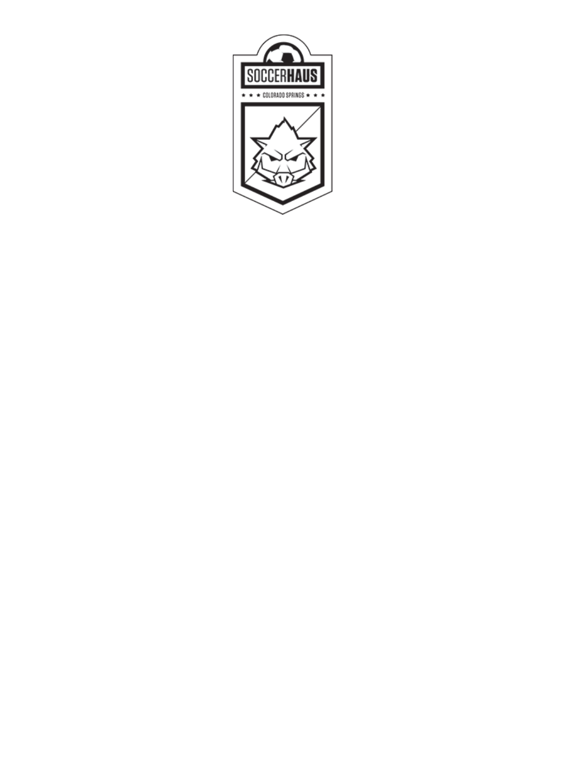SOCCERHAUS

★ ★ ★ COLORADO SPRINGS ★ ★ ★